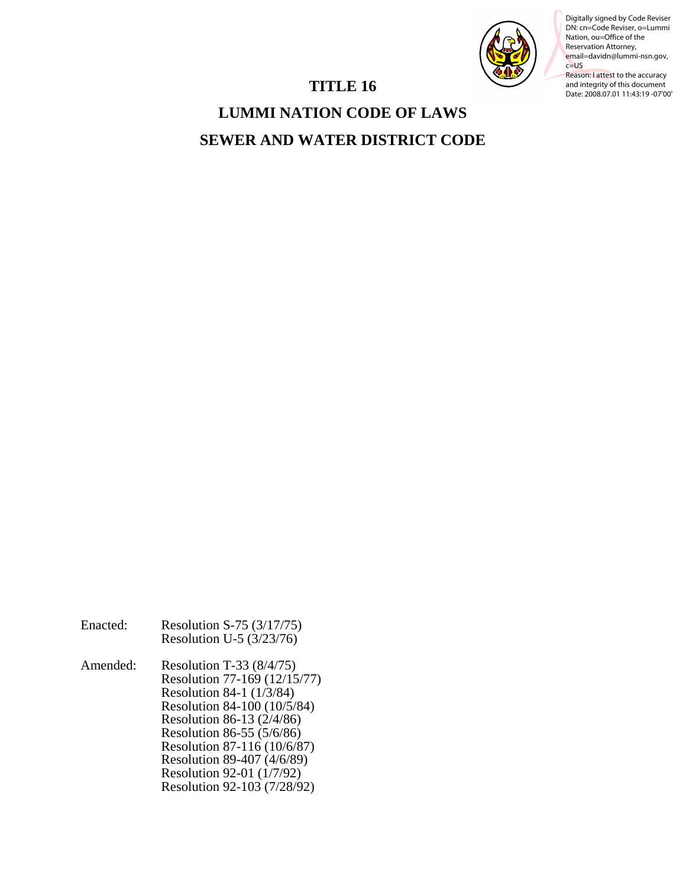# TITLE 16

# LUMMI NATION CODE OF LAWS

# SEWER AND WATER DISTRICT CODE

Digitally signed by Code Reviser
DN: cn=Code Reviser, o=Lummi Nation, ou=Office of the Reservation Attorney, email=davidn@lummi-nsn.gov, c=US
Reason: I attest to the accuracy and integrity of this document
Date: 2008.07.01 11:43:19 -07'00'

Enacted: Resolution S-75 (3/17/75)
Resolution U-5 (3/23/76)

Amended: Resolution T-33 (8/4/75)
Resolution 77-169 (12/15/77)
Resolution 84-1 (1/3/84)
Resolution 84-100 (10/5/84)
Resolution 86-13 (2/4/86)
Resolution 86-55 (5/6/86)
Resolution 87-116 (10/6/87)
Resolution 89-407 (4/6/89)
Resolution 92-01 (1/7/92)
Resolution 92-103 (7/28/92)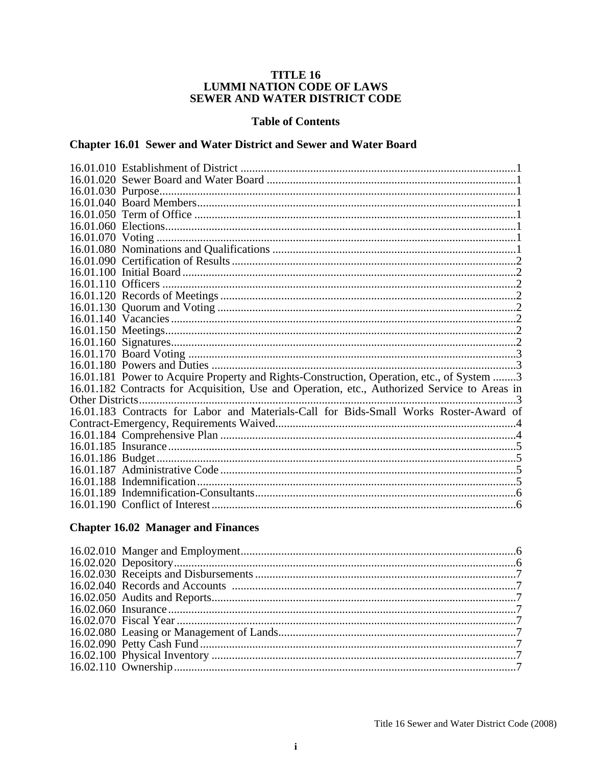# TITLE 16
# LUMMI NATION CODE OF LAWS
# SEWER AND WATER DISTRICT CODE

## Table of Contents

### Chapter 16.01 Sewer and Water District and Sewer and Water Board

16.01.010 Establishment of District ....................1
16.01.020 Sewer Board and Water Board ....................1
16.01.030 Purpose....................1
16.01.040 Board Members....................1
16.01.050 Term of Office ....................1
16.01.060 Elections....................1
16.01.070 Voting ....................1
16.01.080 Nominations and Qualifications ....................1
16.01.090 Certification of Results ....................2
16.01.100 Initial Board ....................2
16.01.110 Officers ....................2
16.01.120 Records of Meetings ....................2
16.01.130 Quorum and Voting ....................2
16.01.140 Vacancies ....................2
16.01.150 Meetings....................2
16.01.160 Signatures....................2
16.01.170 Board Voting ....................3
16.01.180 Powers and Duties ....................3
16.01.181 Power to Acquire Property and Rights-Construction, Operation, etc., of System ........3
16.01.182 Contracts for Acquisition, Use and Operation, etc., Authorized Service to Areas in Other Districts....................3
16.01.183 Contracts for Labor and Materials-Call for Bids-Small Works Roster-Award of Contract-Emergency, Requirements Waived....................4
16.01.184 Comprehensive Plan ....................4
16.01.185 Insurance....................5
16.01.186 Budget....................5
16.01.187 Administrative Code ....................5
16.01.188 Indemnification....................5
16.01.189 Indemnification-Consultants....................6
16.01.190 Conflict of Interest ....................6

### Chapter 16.02 Manager and Finances

16.02.010 Manger and Employment....................6
16.02.020 Depository....................6
16.02.030 Receipts and Disbursements ....................7
16.02.040 Records and Accounts ....................7
16.02.050 Audits and Reports....................7
16.02.060 Insurance....................7
16.02.070 Fiscal Year ....................7
16.02.080 Leasing or Management of Lands....................7
16.02.090 Petty Cash Fund....................7
16.02.100 Physical Inventory ....................7
16.02.110 Ownership....................7

Title 16 Sewer and Water District Code (2008)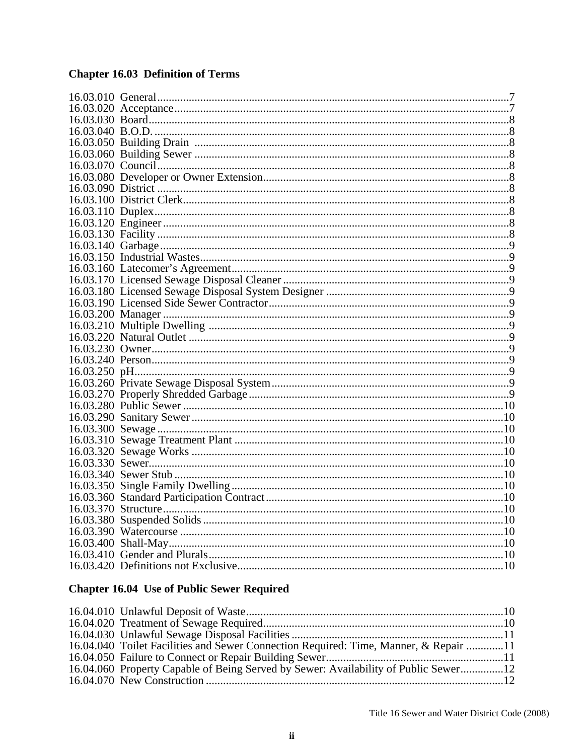### Chapter 16.03 Definition of Terms

16.03.010 General....7
16.03.020 Acceptance....7
16.03.030 Board....8
16.03.040 B.O.D....8
16.03.050 Building Drain....8
16.03.060 Building Sewer....8
16.03.070 Council....8
16.03.080 Developer or Owner Extension....8
16.03.090 District....8
16.03.100 District Clerk....8
16.03.110 Duplex....8
16.03.120 Engineer....8
16.03.130 Facility....8
16.03.140 Garbage....9
16.03.150 Industrial Wastes....9
16.03.160 Latecomer's Agreement....9
16.03.170 Licensed Sewage Disposal Cleaner....9
16.03.180 Licensed Sewage Disposal System Designer....9
16.03.190 Licensed Side Sewer Contractor....9
16.03.200 Manager....9
16.03.210 Multiple Dwelling....9
16.03.220 Natural Outlet....9
16.03.230 Owner....9
16.03.240 Person....9
16.03.250 pH....9
16.03.260 Private Sewage Disposal System....9
16.03.270 Properly Shredded Garbage....9
16.03.280 Public Sewer....10
16.03.290 Sanitary Sewer....10
16.03.300 Sewage....10
16.03.310 Sewage Treatment Plant....10
16.03.320 Sewage Works....10
16.03.330 Sewer....10
16.03.340 Sewer Stub....10
16.03.350 Single Family Dwelling....10
16.03.360 Standard Participation Contract....10
16.03.370 Structure....10
16.03.380 Suspended Solids....10
16.03.390 Watercourse....10
16.03.400 Shall-May....10
16.03.410 Gender and Plurals....10
16.03.420 Definitions not Exclusive....10

### Chapter 16.04 Use of Public Sewer Required

16.04.010 Unlawful Deposit of Waste....10
16.04.020 Treatment of Sewage Required....10
16.04.030 Unlawful Sewage Disposal Facilities....11
16.04.040 Toilet Facilities and Sewer Connection Required: Time, Manner, & Repair....11
16.04.050 Failure to Connect or Repair Building Sewer....11
16.04.060 Property Capable of Being Served by Sewer: Availability of Public Sewer....12
16.04.070 New Construction....12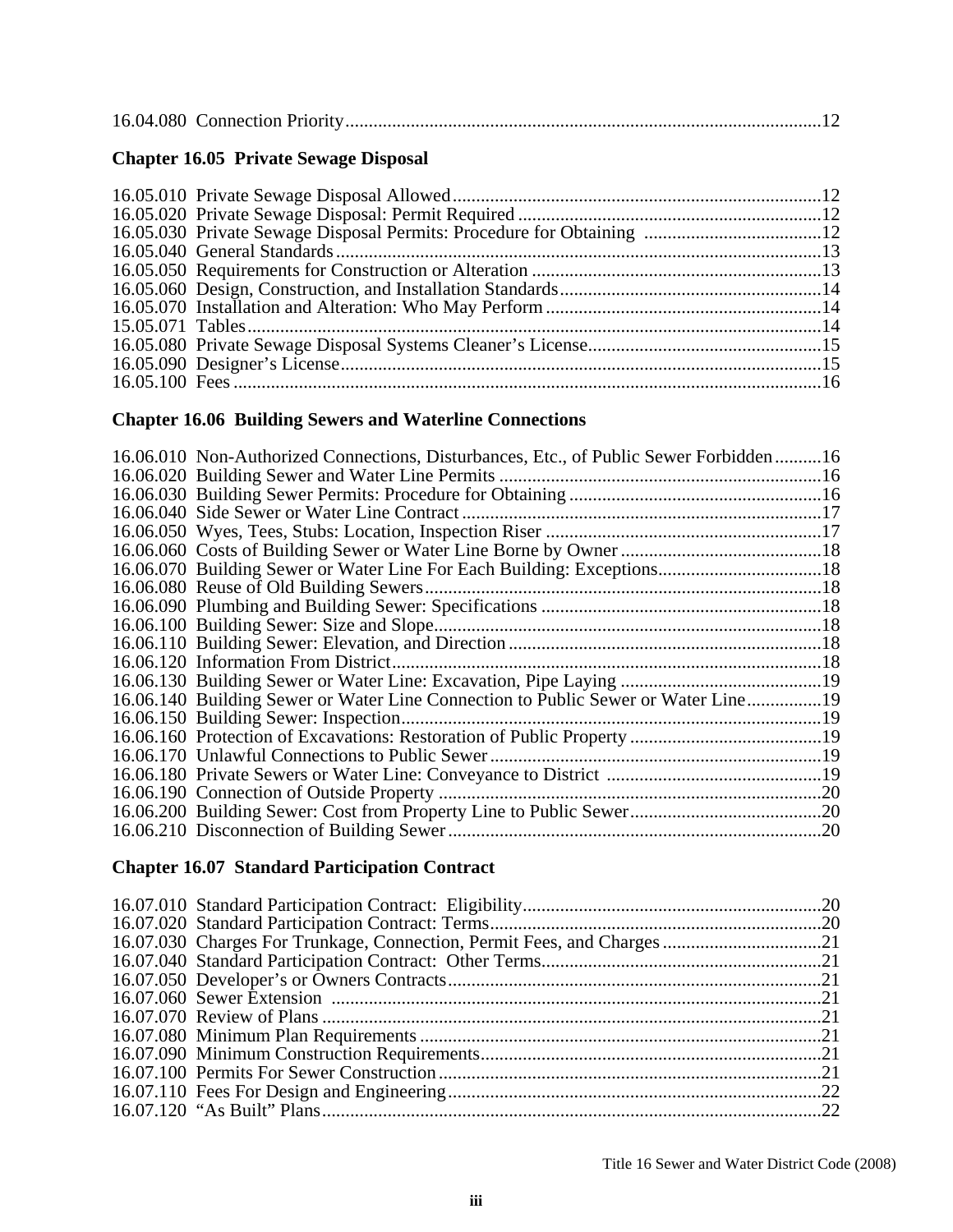16.04.080 Connection Priority .......... 12

### Chapter 16.05 Private Sewage Disposal

16.05.010 Private Sewage Disposal Allowed .......... 12
16.05.020 Private Sewage Disposal: Permit Required .......... 12
16.05.030 Private Sewage Disposal Permits: Procedure for Obtaining .......... 12
16.05.040 General Standards .......... 13
16.05.050 Requirements for Construction or Alteration .......... 13
16.05.060 Design, Construction, and Installation Standards .......... 14
16.05.070 Installation and Alteration: Who May Perform .......... 14
15.05.071 Tables .......... 14
16.05.080 Private Sewage Disposal Systems Cleaner's License .......... 15
16.05.090 Designer's License .......... 15
16.05.100 Fees .......... 16

### Chapter 16.06 Building Sewers and Waterline Connections

16.06.010 Non-Authorized Connections, Disturbances, Etc., of Public Sewer Forbidden .......... 16
16.06.020 Building Sewer and Water Line Permits .......... 16
16.06.030 Building Sewer Permits: Procedure for Obtaining .......... 16
16.06.040 Side Sewer or Water Line Contract .......... 17
16.06.050 Wyes, Tees, Stubs: Location, Inspection Riser .......... 17
16.06.060 Costs of Building Sewer or Water Line Borne by Owner .......... 18
16.06.070 Building Sewer or Water Line For Each Building: Exceptions .......... 18
16.06.080 Reuse of Old Building Sewers .......... 18
16.06.090 Plumbing and Building Sewer: Specifications .......... 18
16.06.100 Building Sewer: Size and Slope .......... 18
16.06.110 Building Sewer: Elevation, and Direction .......... 18
16.06.120 Information From District .......... 18
16.06.130 Building Sewer or Water Line: Excavation, Pipe Laying .......... 19
16.06.140 Building Sewer or Water Line Connection to Public Sewer or Water Line .......... 19
16.06.150 Building Sewer: Inspection .......... 19
16.06.160 Protection of Excavations: Restoration of Public Property .......... 19
16.06.170 Unlawful Connections to Public Sewer .......... 19
16.06.180 Private Sewers or Water Line: Conveyance to District .......... 19
16.06.190 Connection of Outside Property .......... 20
16.06.200 Building Sewer: Cost from Property Line to Public Sewer .......... 20
16.06.210 Disconnection of Building Sewer .......... 20

### Chapter 16.07 Standard Participation Contract

16.07.010 Standard Participation Contract: Eligibility .......... 20
16.07.020 Standard Participation Contract: Terms .......... 20
16.07.030 Charges For Trunkage, Connection, Permit Fees, and Charges .......... 21
16.07.040 Standard Participation Contract: Other Terms .......... 21
16.07.050 Developer's or Owners Contracts .......... 21
16.07.060 Sewer Extension .......... 21
16.07.070 Review of Plans .......... 21
16.07.080 Minimum Plan Requirements .......... 21
16.07.090 Minimum Construction Requirements .......... 21
16.07.100 Permits For Sewer Construction .......... 21
16.07.110 Fees For Design and Engineering .......... 22
16.07.120 "As Built" Plans .......... 22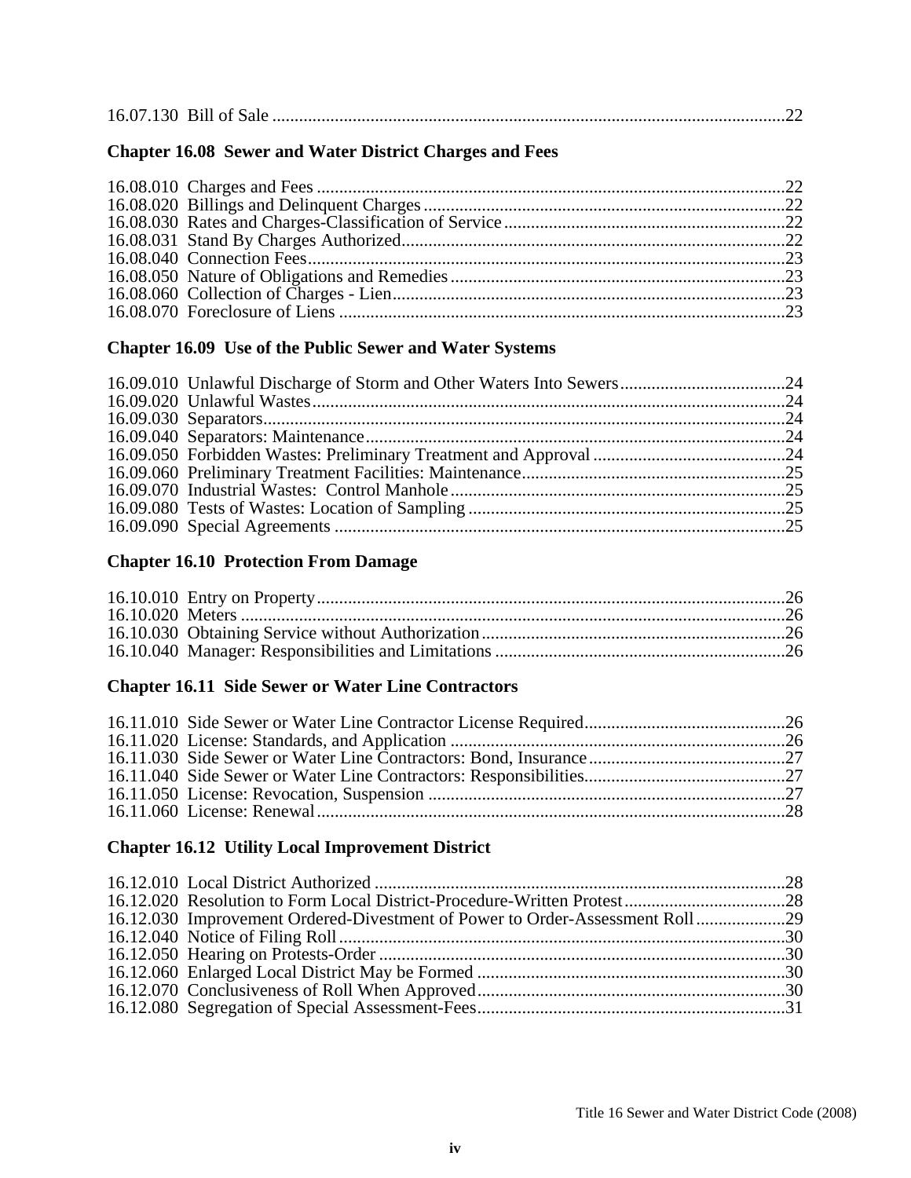16.07.130 Bill of Sale ....................................................................................................................22

### Chapter 16.08 Sewer and Water District Charges and Fees

16.08.010 Charges and Fees ..........................................................................................................22
16.08.020 Billings and Delinquent Charges .................................................................................22
16.08.030 Rates and Charges-Classification of Service ...............................................................22
16.08.031 Stand By Charges Authorized......................................................................................22
16.08.040 Connection Fees............................................................................................................23
16.08.050 Nature of Obligations and Remedies...........................................................................23
16.08.060 Collection of Charges - Lien........................................................................................23
16.08.070 Foreclosure of Liens .....................................................................................................23

### Chapter 16.09 Use of the Public Sewer and Water Systems

16.09.010 Unlawful Discharge of Storm and Other Waters Into Sewers.....................................24
16.09.020 Unlawful Wastes...........................................................................................................24
16.09.030 Separators.....................................................................................................................24
16.09.040 Separators: Maintenance..............................................................................................24
16.09.050 Forbidden Wastes: Preliminary Treatment and Approval ...........................................24
16.09.060 Preliminary Treatment Facilities: Maintenance...........................................................25
16.09.070 Industrial Wastes: Control Manhole............................................................................25
16.09.080 Tests of Wastes: Location of Sampling.......................................................................25
16.09.090 Special Agreements .....................................................................................................25

### Chapter 16.10 Protection From Damage

16.10.010 Entry on Property..........................................................................................................26
16.10.020 Meters ...........................................................................................................................26
16.10.030 Obtaining Service without Authorization....................................................................26
16.10.040 Manager: Responsibilities and Limitations .................................................................26

### Chapter 16.11 Side Sewer or Water Line Contractors

16.11.010 Side Sewer or Water Line Contractor License Required.............................................26
16.11.020 License: Standards, and Application ...........................................................................26
16.11.030 Side Sewer or Water Line Contractors: Bond, Insurance............................................27
16.11.040 Side Sewer or Water Line Contractors: Responsibilities.............................................27
16.11.050 License: Revocation, Suspension ................................................................................27
16.11.060 License: Renewal..........................................................................................................28

### Chapter 16.12 Utility Local Improvement District

16.12.010 Local District Authorized .............................................................................................28
16.12.020 Resolution to Form Local District-Procedure-Written Protest.....................................28
16.12.030 Improvement Ordered-Divestment of Power to Order-Assessment Roll.....................29
16.12.040 Notice of Filing Roll.....................................................................................................30
16.12.050 Hearing on Protests-Order ...........................................................................................30
16.12.060 Enlarged Local District May be Formed .....................................................................30
16.12.070 Conclusiveness of Roll When Approved.....................................................................30
16.12.080 Segregation of Special Assessment-Fees.....................................................................31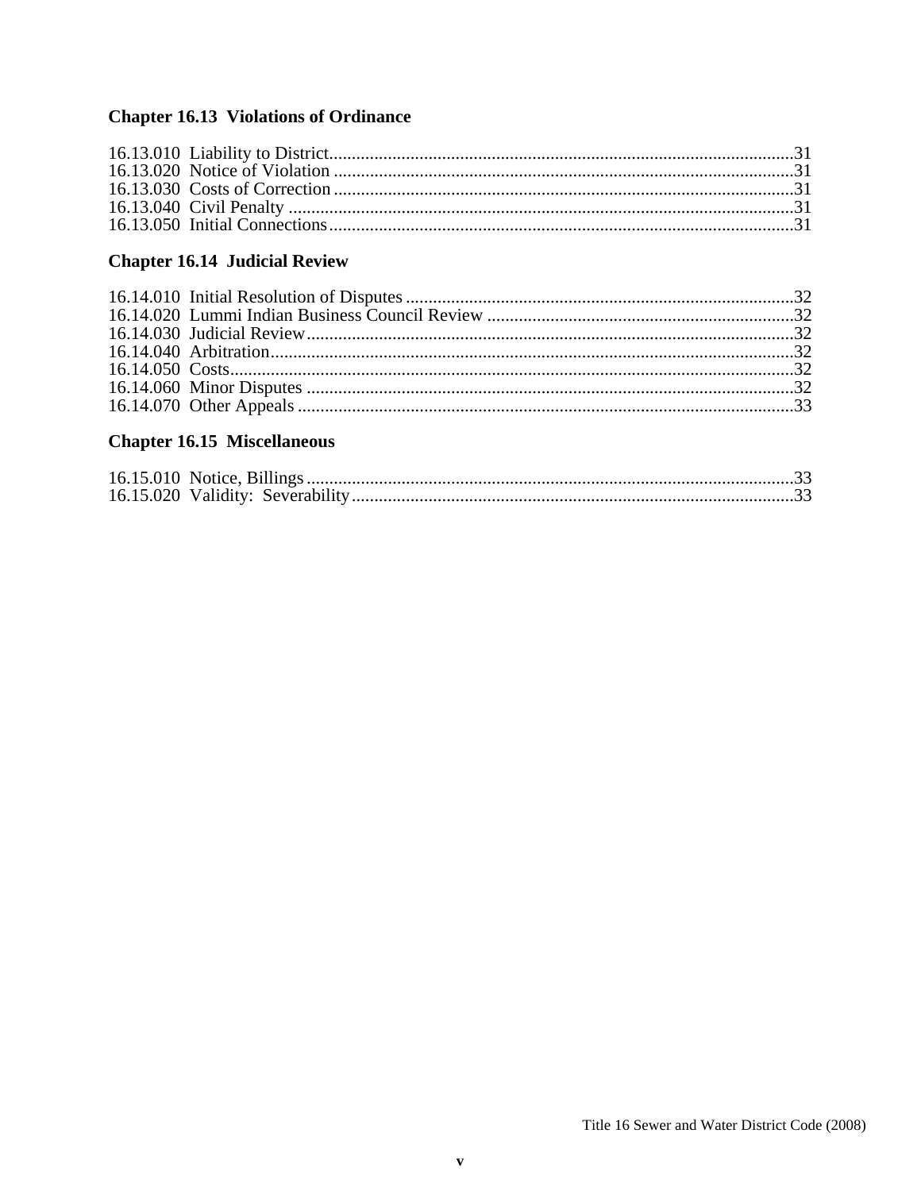## Chapter 16.13 Violations of Ordinance

16.13.010 Liability to District....31
16.13.020 Notice of Violation....31
16.13.030 Costs of Correction....31
16.13.040 Civil Penalty....31
16.13.050 Initial Connections....31

## Chapter 16.14 Judicial Review

16.14.010 Initial Resolution of Disputes....32
16.14.020 Lummi Indian Business Council Review....32
16.14.030 Judicial Review....32
16.14.040 Arbitration....32
16.14.050 Costs....32
16.14.060 Minor Disputes....32
16.14.070 Other Appeals....33

## Chapter 16.15 Miscellaneous

16.15.010 Notice, Billings....33
16.15.020 Validity: Severability....33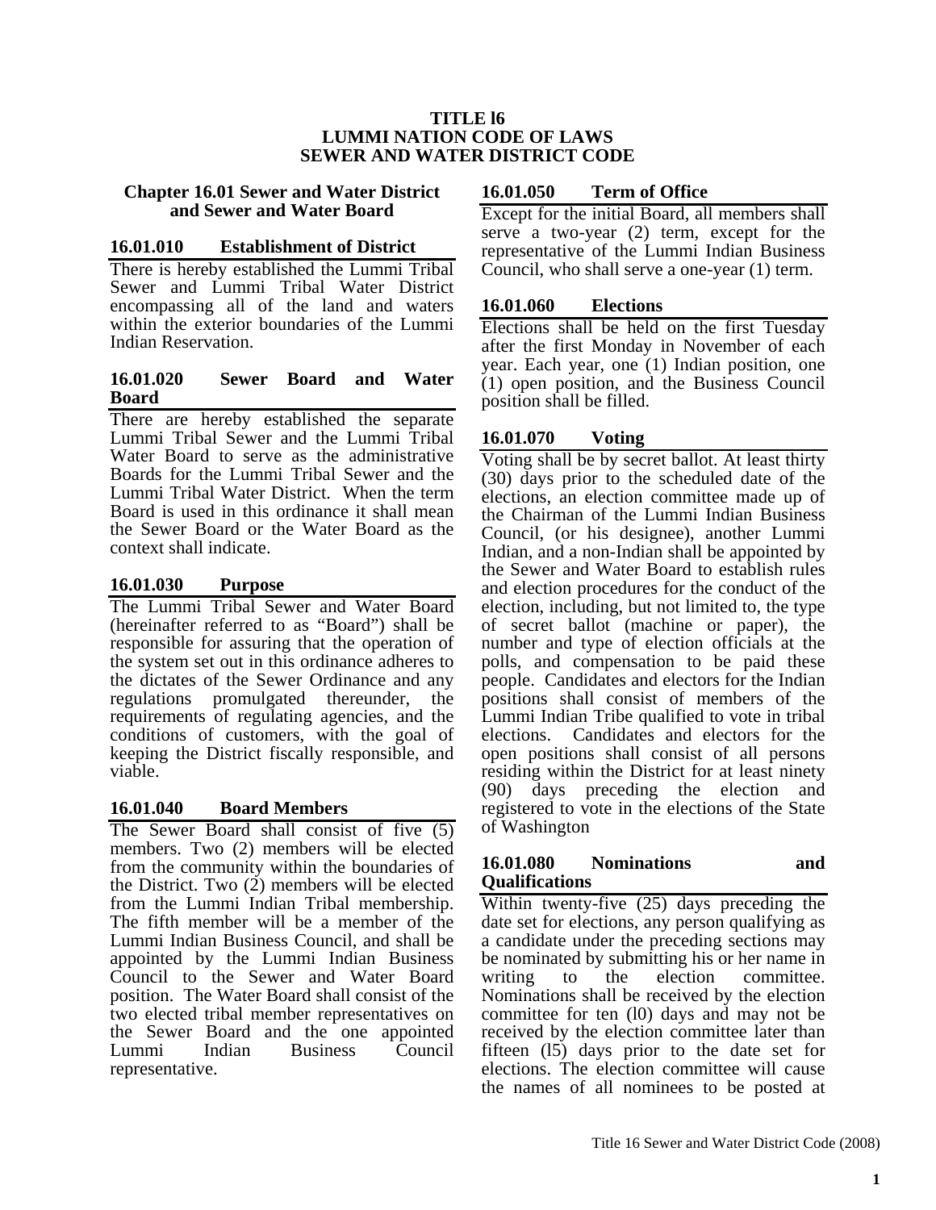**TITLE l6**
**LUMMI NATION CODE OF LAWS**
**SEWER AND WATER DISTRICT CODE**

## Chapter 16.01 Sewer and Water District and Sewer and Water Board

### 16.01.010 Establishment of District

There is hereby established the Lummi Tribal Sewer and Lummi Tribal Water District encompassing all of the land and waters within the exterior boundaries of the Lummi Indian Reservation.

### 16.01.020 Sewer Board and Water Board

There are hereby established the separate Lummi Tribal Sewer and the Lummi Tribal Water Board to serve as the administrative Boards for the Lummi Tribal Sewer and the Lummi Tribal Water District. When the term Board is used in this ordinance it shall mean the Sewer Board or the Water Board as the context shall indicate.

### 16.01.030 Purpose

The Lummi Tribal Sewer and Water Board (hereinafter referred to as "Board") shall be responsible for assuring that the operation of the system set out in this ordinance adheres to the dictates of the Sewer Ordinance and any regulations promulgated thereunder, the requirements of regulating agencies, and the conditions of customers, with the goal of keeping the District fiscally responsible, and viable.

### 16.01.040 Board Members

The Sewer Board shall consist of five (5) members. Two (2) members will be elected from the community within the boundaries of the District. Two (2) members will be elected from the Lummi Indian Tribal membership. The fifth member will be a member of the Lummi Indian Business Council, and shall be appointed by the Lummi Indian Business Council to the Sewer and Water Board position. The Water Board shall consist of the two elected tribal member representatives on the Sewer Board and the one appointed Lummi Indian Business Council representative.

### 16.01.050 Term of Office

Except for the initial Board, all members shall serve a two-year (2) term, except for the representative of the Lummi Indian Business Council, who shall serve a one-year (1) term.

### 16.01.060 Elections

Elections shall be held on the first Tuesday after the first Monday in November of each year. Each year, one (1) Indian position, one (1) open position, and the Business Council position shall be filled.

### 16.01.070 Voting

Voting shall be by secret ballot. At least thirty (30) days prior to the scheduled date of the elections, an election committee made up of the Chairman of the Lummi Indian Business Council, (or his designee), another Lummi Indian, and a non-Indian shall be appointed by the Sewer and Water Board to establish rules and election procedures for the conduct of the election, including, but not limited to, the type of secret ballot (machine or paper), the number and type of election officials at the polls, and compensation to be paid these people. Candidates and electors for the Indian positions shall consist of members of the Lummi Indian Tribe qualified to vote in tribal elections. Candidates and electors for the open positions shall consist of all persons residing within the District for at least ninety (90) days preceding the election and registered to vote in the elections of the State of Washington

### 16.01.080 Nominations and Qualifications

Within twenty-five (25) days preceding the date set for elections, any person qualifying as a candidate under the preceding sections may be nominated by submitting his or her name in writing to the election committee. Nominations shall be received by the election committee for ten (l0) days and may not be received by the election committee later than fifteen (l5) days prior to the date set for elections. The election committee will cause the names of all nominees to be posted at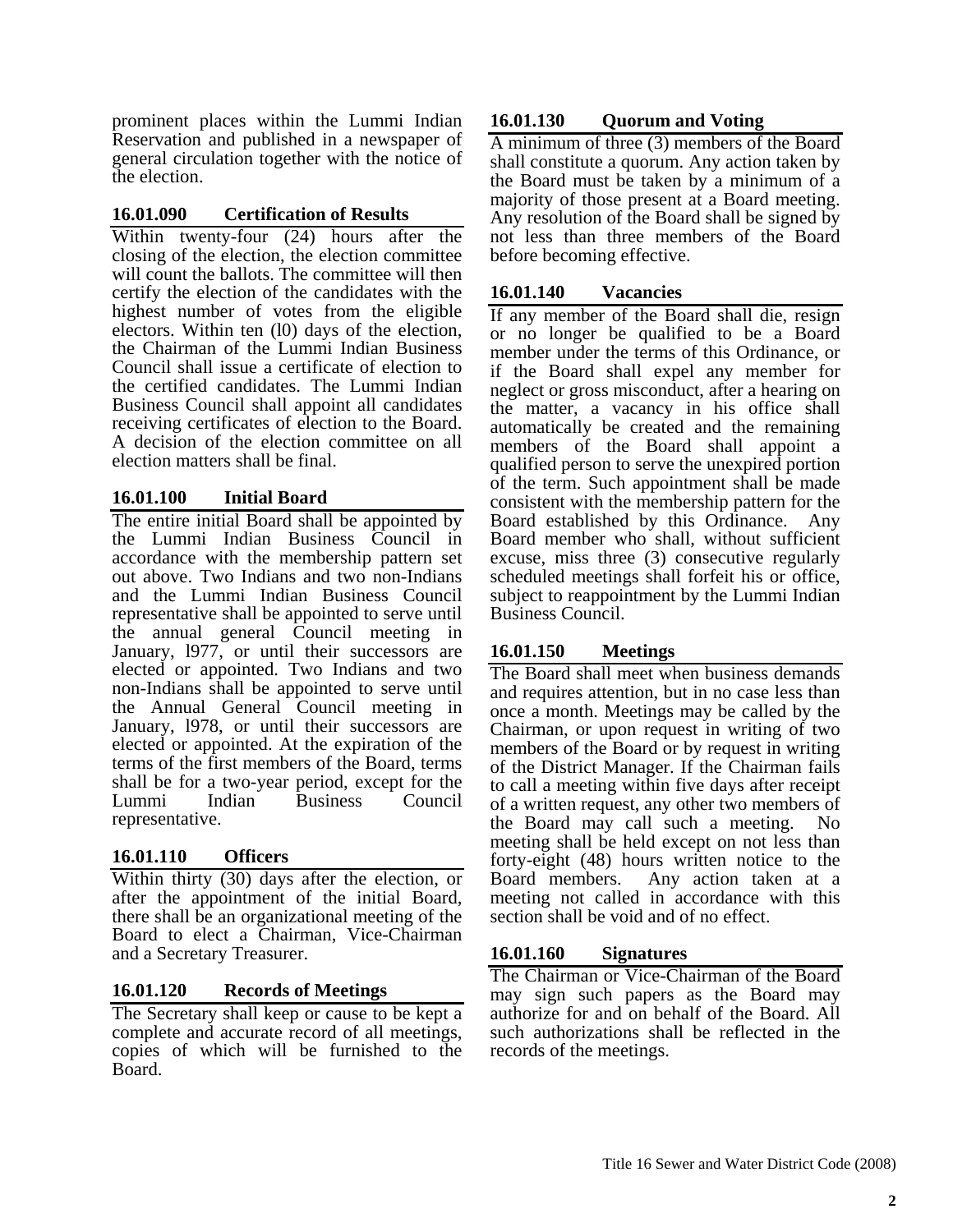prominent places within the Lummi Indian Reservation and published in a newspaper of general circulation together with the notice of the election.

### 16.01.090 Certification of Results

Within twenty-four (24) hours after the closing of the election, the election committee will count the ballots. The committee will then certify the election of the candidates with the highest number of votes from the eligible electors. Within ten (l0) days of the election, the Chairman of the Lummi Indian Business Council shall issue a certificate of election to the certified candidates. The Lummi Indian Business Council shall appoint all candidates receiving certificates of election to the Board. A decision of the election committee on all election matters shall be final.

### 16.01.100 Initial Board

The entire initial Board shall be appointed by the Lummi Indian Business Council in accordance with the membership pattern set out above. Two Indians and two non-Indians and the Lummi Indian Business Council representative shall be appointed to serve until the annual general Council meeting in January, l977, or until their successors are elected or appointed. Two Indians and two non-Indians shall be appointed to serve until the Annual General Council meeting in January, l978, or until their successors are elected or appointed. At the expiration of the terms of the first members of the Board, terms shall be for a two-year period, except for the Lummi Indian Business Council representative.

### 16.01.110 Officers

Within thirty (30) days after the election, or after the appointment of the initial Board, there shall be an organizational meeting of the Board to elect a Chairman, Vice-Chairman and a Secretary Treasurer.

### 16.01.120 Records of Meetings

The Secretary shall keep or cause to be kept a complete and accurate record of all meetings, copies of which will be furnished to the Board.

### 16.01.130 Quorum and Voting

A minimum of three (3) members of the Board shall constitute a quorum. Any action taken by the Board must be taken by a minimum of a majority of those present at a Board meeting. Any resolution of the Board shall be signed by not less than three members of the Board before becoming effective.

### 16.01.140 Vacancies

If any member of the Board shall die, resign or no longer be qualified to be a Board member under the terms of this Ordinance, or if the Board shall expel any member for neglect or gross misconduct, after a hearing on the matter, a vacancy in his office shall automatically be created and the remaining members of the Board shall appoint a qualified person to serve the unexpired portion of the term. Such appointment shall be made consistent with the membership pattern for the Board established by this Ordinance. Any Board member who shall, without sufficient excuse, miss three (3) consecutive regularly scheduled meetings shall forfeit his or office, subject to reappointment by the Lummi Indian Business Council.

### 16.01.150 Meetings

The Board shall meet when business demands and requires attention, but in no case less than once a month. Meetings may be called by the Chairman, or upon request in writing of two members of the Board or by request in writing of the District Manager. If the Chairman fails to call a meeting within five days after receipt of a written request, any other two members of the Board may call such a meeting. No meeting shall be held except on not less than forty-eight (48) hours written notice to the Board members. Any action taken at a meeting not called in accordance with this section shall be void and of no effect.

### 16.01.160 Signatures

The Chairman or Vice-Chairman of the Board may sign such papers as the Board may authorize for and on behalf of the Board. All such authorizations shall be reflected in the records of the meetings.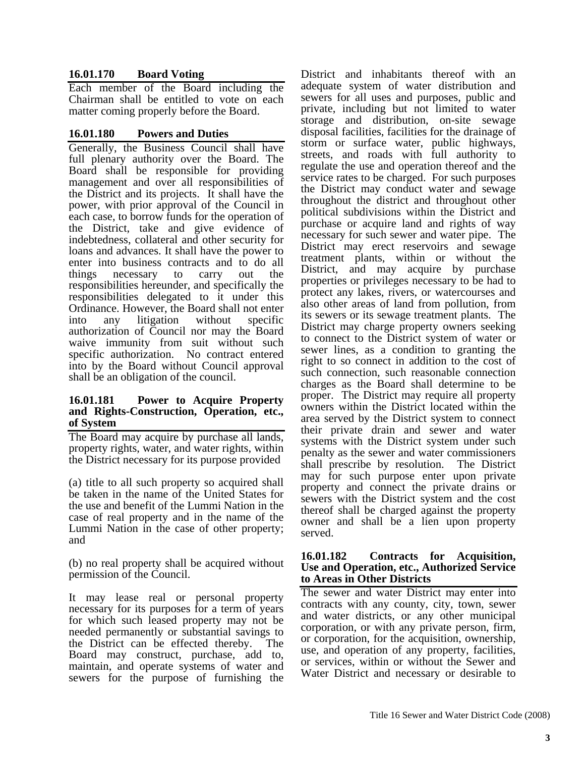### 16.01.170 Board Voting

Each member of the Board including the Chairman shall be entitled to vote on each matter coming properly before the Board.

### 16.01.180 Powers and Duties

Generally, the Business Council shall have full plenary authority over the Board. The Board shall be responsible for providing management and over all responsibilities of the District and its projects. It shall have the power, with prior approval of the Council in each case, to borrow funds for the operation of the District, take and give evidence of indebtedness, collateral and other security for loans and advances. It shall have the power to enter into business contracts and to do all things necessary to carry out the responsibilities hereunder, and specifically the responsibilities delegated to it under this Ordinance. However, the Board shall not enter into any litigation without specific authorization of Council nor may the Board waive immunity from suit without such specific authorization. No contract entered into by the Board without Council approval shall be an obligation of the council.

### 16.01.181 Power to Acquire Property and Rights-Construction, Operation, etc., of System

The Board may acquire by purchase all lands, property rights, water, and water rights, within the District necessary for its purpose provided

(a) title to all such property so acquired shall be taken in the name of the United States for the use and benefit of the Lummi Nation in the case of real property and in the name of the Lummi Nation in the case of other property; and

(b) no real property shall be acquired without permission of the Council.

It may lease real or personal property necessary for its purposes for a term of years for which such leased property may not be needed permanently or substantial savings to the District can be effected thereby. The Board may construct, purchase, add to, maintain, and operate systems of water and sewers for the purpose of furnishing the District and inhabitants thereof with an adequate system of water distribution and sewers for all uses and purposes, public and private, including but not limited to water storage and distribution, on-site sewage disposal facilities, facilities for the drainage of storm or surface water, public highways, streets, and roads with full authority to regulate the use and operation thereof and the service rates to be charged. For such purposes the District may conduct water and sewage throughout the district and throughout other political subdivisions within the District and purchase or acquire land and rights of way necessary for such sewer and water pipe. The District may erect reservoirs and sewage treatment plants, within or without the District, and may acquire by purchase properties or privileges necessary to be had to protect any lakes, rivers, or watercourses and also other areas of land from pollution, from its sewers or its sewage treatment plants. The District may charge property owners seeking to connect to the District system of water or sewer lines, as a condition to granting the right to so connect in addition to the cost of such connection, such reasonable connection charges as the Board shall determine to be proper. The District may require all property owners within the District located within the area served by the District system to connect their private drain and sewer and water systems with the District system under such penalty as the sewer and water commissioners shall prescribe by resolution. The District may for such purpose enter upon private property and connect the private drains or sewers with the District system and the cost thereof shall be charged against the property owner and shall be a lien upon property served.

### 16.01.182 Contracts for Acquisition, Use and Operation, etc., Authorized Service to Areas in Other Districts

The sewer and water District may enter into contracts with any county, city, town, sewer and water districts, or any other municipal corporation, or with any private person, firm, or corporation, for the acquisition, ownership, use, and operation of any property, facilities, or services, within or without the Sewer and Water District and necessary or desirable to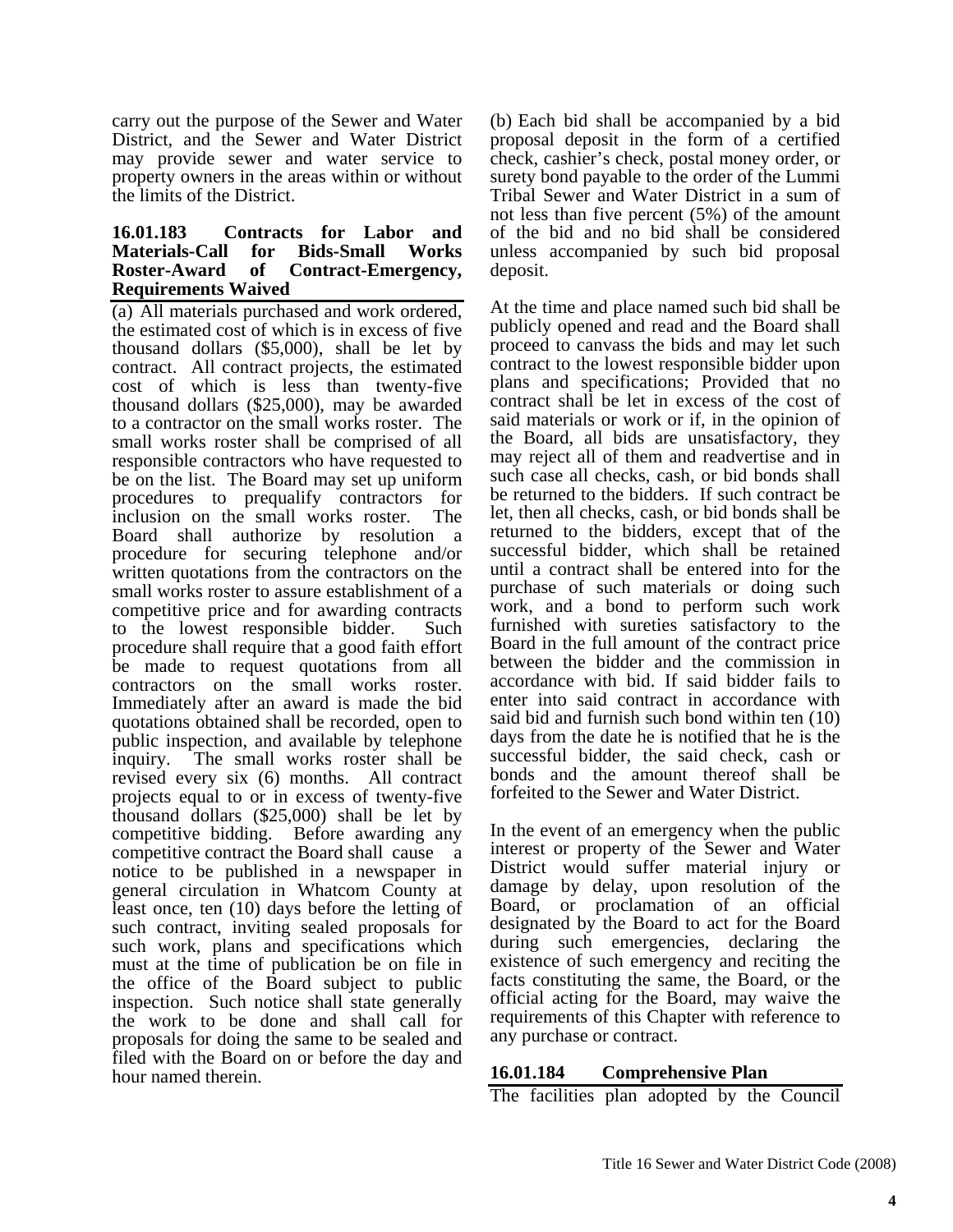carry out the purpose of the Sewer and Water District, and the Sewer and Water District may provide sewer and water service to property owners in the areas within or without the limits of the District.

### 16.01.183 Contracts for Labor and Materials-Call for Bids-Small Works Roster-Award of Contract-Emergency, Requirements Waived

(a) All materials purchased and work ordered, the estimated cost of which is in excess of five thousand dollars ($5,000), shall be let by contract. All contract projects, the estimated cost of which is less than twenty-five thousand dollars ($25,000), may be awarded to a contractor on the small works roster. The small works roster shall be comprised of all responsible contractors who have requested to be on the list. The Board may set up uniform procedures to prequalify contractors for inclusion on the small works roster. The Board shall authorize by resolution a procedure for securing telephone and/or written quotations from the contractors on the small works roster to assure establishment of a competitive price and for awarding contracts to the lowest responsible bidder. Such procedure shall require that a good faith effort be made to request quotations from all contractors on the small works roster. Immediately after an award is made the bid quotations obtained shall be recorded, open to public inspection, and available by telephone inquiry. The small works roster shall be revised every six (6) months. All contract projects equal to or in excess of twenty-five thousand dollars ($25,000) shall be let by competitive bidding. Before awarding any competitive contract the Board shall cause a notice to be published in a newspaper in general circulation in Whatcom County at least once, ten (10) days before the letting of such contract, inviting sealed proposals for such work, plans and specifications which must at the time of publication be on file in the office of the Board subject to public inspection. Such notice shall state generally the work to be done and shall call for proposals for doing the same to be sealed and filed with the Board on or before the day and hour named therein.

(b) Each bid shall be accompanied by a bid proposal deposit in the form of a certified check, cashier's check, postal money order, or surety bond payable to the order of the Lummi Tribal Sewer and Water District in a sum of not less than five percent (5%) of the amount of the bid and no bid shall be considered unless accompanied by such bid proposal deposit.

At the time and place named such bid shall be publicly opened and read and the Board shall proceed to canvass the bids and may let such contract to the lowest responsible bidder upon plans and specifications; Provided that no contract shall be let in excess of the cost of said materials or work or if, in the opinion of the Board, all bids are unsatisfactory, they may reject all of them and readvertise and in such case all checks, cash, or bid bonds shall be returned to the bidders. If such contract be let, then all checks, cash, or bid bonds shall be returned to the bidders, except that of the successful bidder, which shall be retained until a contract shall be entered into for the purchase of such materials or doing such work, and a bond to perform such work furnished with sureties satisfactory to the Board in the full amount of the contract price between the bidder and the commission in accordance with bid. If said bidder fails to enter into said contract in accordance with said bid and furnish such bond within ten (10) days from the date he is notified that he is the successful bidder, the said check, cash or bonds and the amount thereof shall be forfeited to the Sewer and Water District.

In the event of an emergency when the public interest or property of the Sewer and Water District would suffer material injury or damage by delay, upon resolution of the Board, or proclamation of an official designated by the Board to act for the Board during such emergencies, declaring the existence of such emergency and reciting the facts constituting the same, the Board, or the official acting for the Board, may waive the requirements of this Chapter with reference to any purchase or contract.

### 16.01.184 Comprehensive Plan

The facilities plan adopted by the Council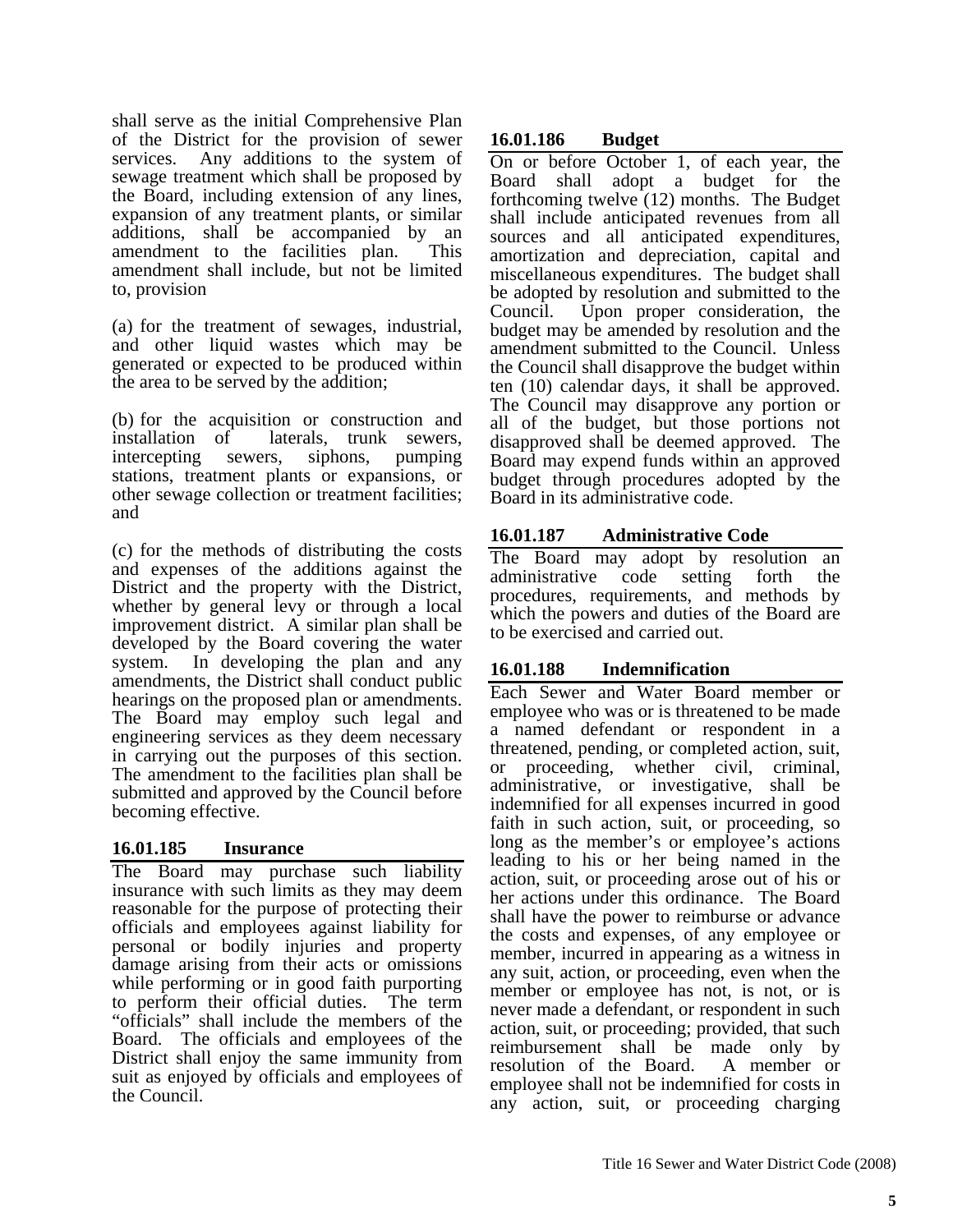shall serve as the initial Comprehensive Plan of the District for the provision of sewer services. Any additions to the system of sewage treatment which shall be proposed by the Board, including extension of any lines, expansion of any treatment plants, or similar additions, shall be accompanied by an amendment to the facilities plan. This amendment shall include, but not be limited to, provision

(a) for the treatment of sewages, industrial, and other liquid wastes which may be generated or expected to be produced within the area to be served by the addition;

(b) for the acquisition or construction and installation of laterals, trunk sewers, intercepting sewers, siphons, pumping stations, treatment plants or expansions, or other sewage collection or treatment facilities; and

(c) for the methods of distributing the costs and expenses of the additions against the District and the property with the District, whether by general levy or through a local improvement district. A similar plan shall be developed by the Board covering the water system. In developing the plan and any amendments, the District shall conduct public hearings on the proposed plan or amendments. The Board may employ such legal and engineering services as they deem necessary in carrying out the purposes of this section. The amendment to the facilities plan shall be submitted and approved by the Council before becoming effective.

### 16.01.185 Insurance

The Board may purchase such liability insurance with such limits as they may deem reasonable for the purpose of protecting their officials and employees against liability for personal or bodily injuries and property damage arising from their acts or omissions while performing or in good faith purporting to perform their official duties. The term "officials" shall include the members of the Board. The officials and employees of the District shall enjoy the same immunity from suit as enjoyed by officials and employees of the Council.

### 16.01.186 Budget

On or before October 1, of each year, the Board shall adopt a budget for the forthcoming twelve (12) months. The Budget shall include anticipated revenues from all sources and all anticipated expenditures, amortization and depreciation, capital and miscellaneous expenditures. The budget shall be adopted by resolution and submitted to the Council. Upon proper consideration, the budget may be amended by resolution and the amendment submitted to the Council. Unless the Council shall disapprove the budget within ten (10) calendar days, it shall be approved. The Council may disapprove any portion or all of the budget, but those portions not disapproved shall be deemed approved. The Board may expend funds within an approved budget through procedures adopted by the Board in its administrative code.

### 16.01.187 Administrative Code

The Board may adopt by resolution an administrative code setting forth the procedures, requirements, and methods by which the powers and duties of the Board are to be exercised and carried out.

### 16.01.188 Indemnification

Each Sewer and Water Board member or employee who was or is threatened to be made a named defendant or respondent in a threatened, pending, or completed action, suit, or proceeding, whether civil, criminal, administrative, or investigative, shall be indemnified for all expenses incurred in good faith in such action, suit, or proceeding, so long as the member's or employee's actions leading to his or her being named in the action, suit, or proceeding arose out of his or her actions under this ordinance. The Board shall have the power to reimburse or advance the costs and expenses, of any employee or member, incurred in appearing as a witness in any suit, action, or proceeding, even when the member or employee has not, is not, or is never made a defendant, or respondent in such action, suit, or proceeding; provided, that such reimbursement shall be made only by resolution of the Board. A member or employee shall not be indemnified for costs in any action, suit, or proceeding charging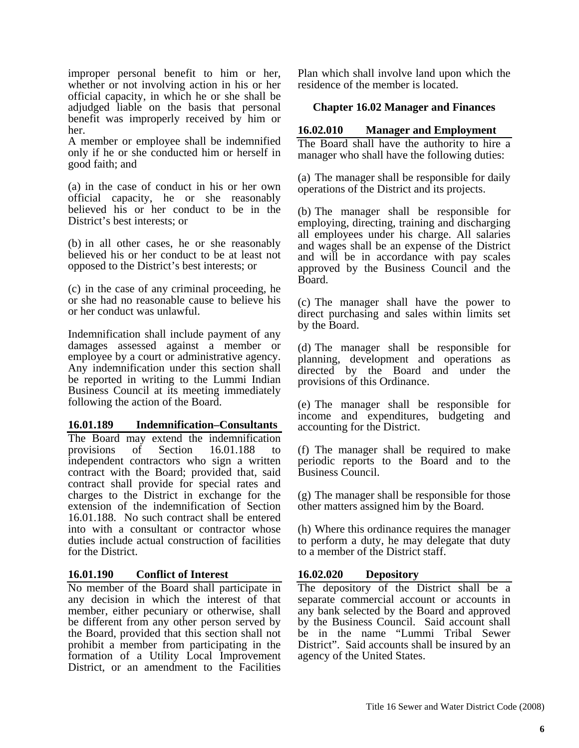improper personal benefit to him or her, whether or not involving action in his or her official capacity, in which he or she shall be adjudged liable on the basis that personal benefit was improperly received by him or her.

A member or employee shall be indemnified only if he or she conducted him or herself in good faith; and

(a) in the case of conduct in his or her own official capacity, he or she reasonably believed his or her conduct to be in the District's best interests; or

(b) in all other cases, he or she reasonably believed his or her conduct to be at least not opposed to the District's best interests; or

(c) in the case of any criminal proceeding, he or she had no reasonable cause to believe his or her conduct was unlawful.

Indemnification shall include payment of any damages assessed against a member or employee by a court or administrative agency. Any indemnification under this section shall be reported in writing to the Lummi Indian Business Council at its meeting immediately following the action of the Board.

### 16.01.189 Indemnification–Consultants

The Board may extend the indemnification provisions of Section 16.01.188 to independent contractors who sign a written contract with the Board; provided that, said contract shall provide for special rates and charges to the District in exchange for the extension of the indemnification of Section 16.01.188. No such contract shall be entered into with a consultant or contractor whose duties include actual construction of facilities for the District.

### 16.01.190 Conflict of Interest

No member of the Board shall participate in any decision in which the interest of that member, either pecuniary or otherwise, shall be different from any other person served by the Board, provided that this section shall not prohibit a member from participating in the formation of a Utility Local Improvement District, or an amendment to the Facilities Plan which shall involve land upon which the residence of the member is located.

## Chapter 16.02 Manager and Finances

### 16.02.010 Manager and Employment

The Board shall have the authority to hire a manager who shall have the following duties:

(a) The manager shall be responsible for daily operations of the District and its projects.

(b) The manager shall be responsible for employing, directing, training and discharging all employees under his charge. All salaries and wages shall be an expense of the District and will be in accordance with pay scales approved by the Business Council and the Board.

(c) The manager shall have the power to direct purchasing and sales within limits set by the Board.

(d) The manager shall be responsible for planning, development and operations as directed by the Board and under the provisions of this Ordinance.

(e) The manager shall be responsible for income and expenditures, budgeting and accounting for the District.

(f) The manager shall be required to make periodic reports to the Board and to the Business Council.

(g) The manager shall be responsible for those other matters assigned him by the Board.

(h) Where this ordinance requires the manager to perform a duty, he may delegate that duty to a member of the District staff.

### 16.02.020 Depository

The depository of the District shall be a separate commercial account or accounts in any bank selected by the Board and approved by the Business Council. Said account shall be in the name "Lummi Tribal Sewer District". Said accounts shall be insured by an agency of the United States.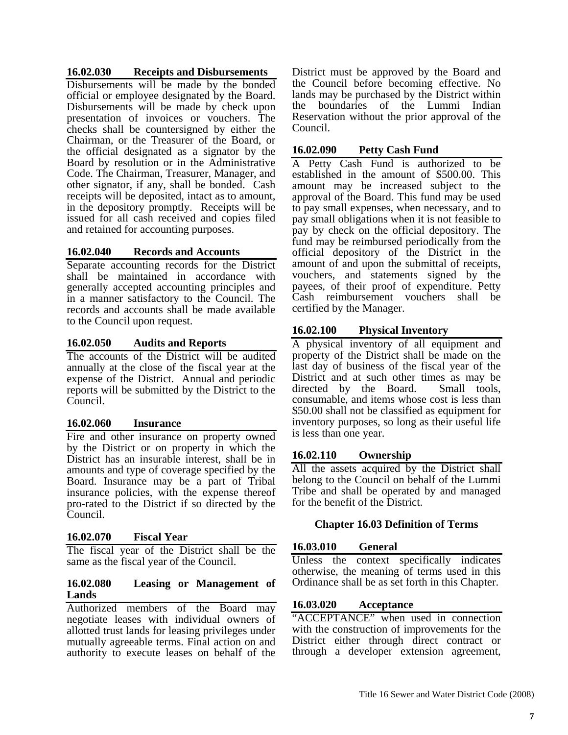**16.02.030 Receipts and Disbursements**

Disbursements will be made by the bonded official or employee designated by the Board. Disbursements will be made by check upon presentation of invoices or vouchers. The checks shall be countersigned by either the Chairman, or the Treasurer of the Board, or the official designated as a signator by the Board by resolution or in the Administrative Code. The Chairman, Treasurer, Manager, and other signator, if any, shall be bonded. Cash receipts will be deposited, intact as to amount, in the depository promptly. Receipts will be issued for all cash received and copies filed and retained for accounting purposes.

**16.02.040 Records and Accounts**

Separate accounting records for the District shall be maintained in accordance with generally accepted accounting principles and in a manner satisfactory to the Council. The records and accounts shall be made available to the Council upon request.

**16.02.050 Audits and Reports**

The accounts of the District will be audited annually at the close of the fiscal year at the expense of the District. Annual and periodic reports will be submitted by the District to the Council.

**16.02.060 Insurance**

Fire and other insurance on property owned by the District or on property in which the District has an insurable interest, shall be in amounts and type of coverage specified by the Board. Insurance may be a part of Tribal insurance policies, with the expense thereof pro-rated to the District if so directed by the Council.

**16.02.070 Fiscal Year**

The fiscal year of the District shall be the same as the fiscal year of the Council.

**16.02.080 Leasing or Management of Lands**

Authorized members of the Board may negotiate leases with individual owners of allotted trust lands for leasing privileges under mutually agreeable terms. Final action on and authority to execute leases on behalf of the District must be approved by the Board and the Council before becoming effective. No lands may be purchased by the District within the boundaries of the Lummi Indian Reservation without the prior approval of the Council.

**16.02.090 Petty Cash Fund**

A Petty Cash Fund is authorized to be established in the amount of $500.00. This amount may be increased subject to the approval of the Board. This fund may be used to pay small expenses, when necessary, and to pay small obligations when it is not feasible to pay by check on the official depository. The fund may be reimbursed periodically from the official depository of the District in the amount of and upon the submittal of receipts, vouchers, and statements signed by the payees, of their proof of expenditure. Petty Cash reimbursement vouchers shall be certified by the Manager.

**16.02.100 Physical Inventory**

A physical inventory of all equipment and property of the District shall be made on the last day of business of the fiscal year of the District and at such other times as may be directed by the Board. Small tools, consumable, and items whose cost is less than $50.00 shall not be classified as equipment for inventory purposes, so long as their useful life is less than one year.

**16.02.110 Ownership**

All the assets acquired by the District shall belong to the Council on behalf of the Lummi Tribe and shall be operated by and managed for the benefit of the District.

## Chapter 16.03 Definition of Terms

**16.03.010 General**

Unless the context specifically indicates otherwise, the meaning of terms used in this Ordinance shall be as set forth in this Chapter.

**16.03.020 Acceptance**

"ACCEPTANCE" when used in connection with the construction of improvements for the District either through direct contract or through a developer extension agreement,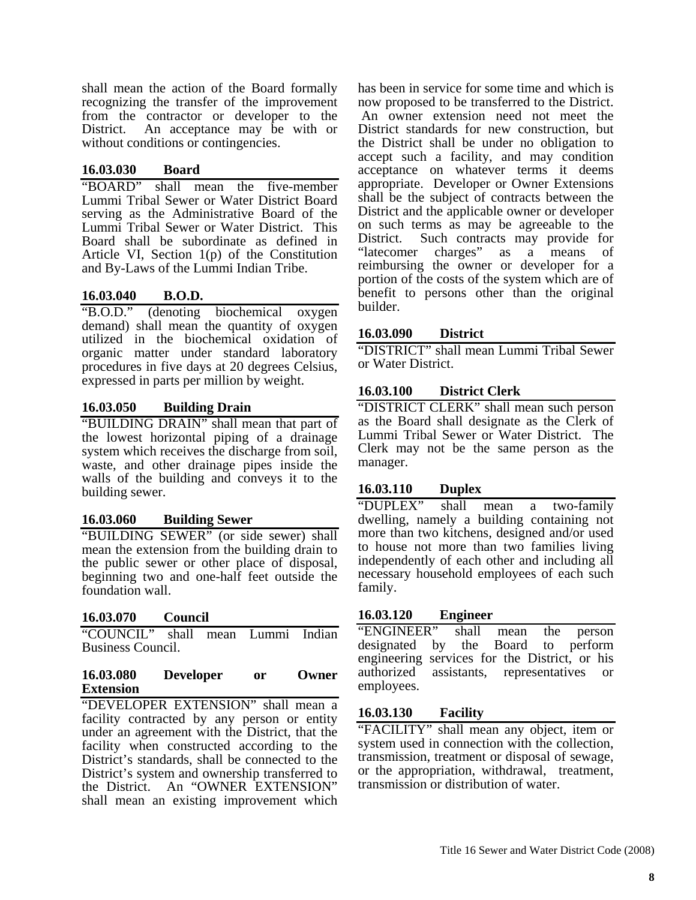shall mean the action of the Board formally recognizing the transfer of the improvement from the contractor or developer to the District. An acceptance may be with or without conditions or contingencies.

### 16.03.030 Board

"BOARD" shall mean the five-member Lummi Tribal Sewer or Water District Board serving as the Administrative Board of the Lummi Tribal Sewer or Water District. This Board shall be subordinate as defined in Article VI, Section 1(p) of the Constitution and By-Laws of the Lummi Indian Tribe.

### 16.03.040 B.O.D.

"B.O.D." (denoting biochemical oxygen demand) shall mean the quantity of oxygen utilized in the biochemical oxidation of organic matter under standard laboratory procedures in five days at 20 degrees Celsius, expressed in parts per million by weight.

### 16.03.050 Building Drain

"BUILDING DRAIN" shall mean that part of the lowest horizontal piping of a drainage system which receives the discharge from soil, waste, and other drainage pipes inside the walls of the building and conveys it to the building sewer.

### 16.03.060 Building Sewer

"BUILDING SEWER" (or side sewer) shall mean the extension from the building drain to the public sewer or other place of disposal, beginning two and one-half feet outside the foundation wall.

### 16.03.070 Council

"COUNCIL" shall mean Lummi Indian Business Council.

### 16.03.080 Developer or Owner Extension

"DEVELOPER EXTENSION" shall mean a facility contracted by any person or entity under an agreement with the District, that the facility when constructed according to the District's standards, shall be connected to the District's system and ownership transferred to the District. An "OWNER EXTENSION" shall mean an existing improvement which has been in service for some time and which is now proposed to be transferred to the District. An owner extension need not meet the District standards for new construction, but the District shall be under no obligation to accept such a facility, and may condition acceptance on whatever terms it deems appropriate. Developer or Owner Extensions shall be the subject of contracts between the District and the applicable owner or developer on such terms as may be agreeable to the District. Such contracts may provide for "latecomer charges" as a means of reimbursing the owner or developer for a portion of the costs of the system which are of benefit to persons other than the original builder.

### 16.03.090 District

"DISTRICT" shall mean Lummi Tribal Sewer or Water District.

### 16.03.100 District Clerk

"DISTRICT CLERK" shall mean such person as the Board shall designate as the Clerk of Lummi Tribal Sewer or Water District. The Clerk may not be the same person as the manager.

### 16.03.110 Duplex

"DUPLEX" shall mean a two-family dwelling, namely a building containing not more than two kitchens, designed and/or used to house not more than two families living independently of each other and including all necessary household employees of each such family.

### 16.03.120 Engineer

"ENGINEER" shall mean the person designated by the Board to perform engineering services for the District, or his authorized assistants, representatives or employees.

### 16.03.130 Facility

"FACILITY" shall mean any object, item or system used in connection with the collection, transmission, treatment or disposal of sewage, or the appropriation, withdrawal, treatment, transmission or distribution of water.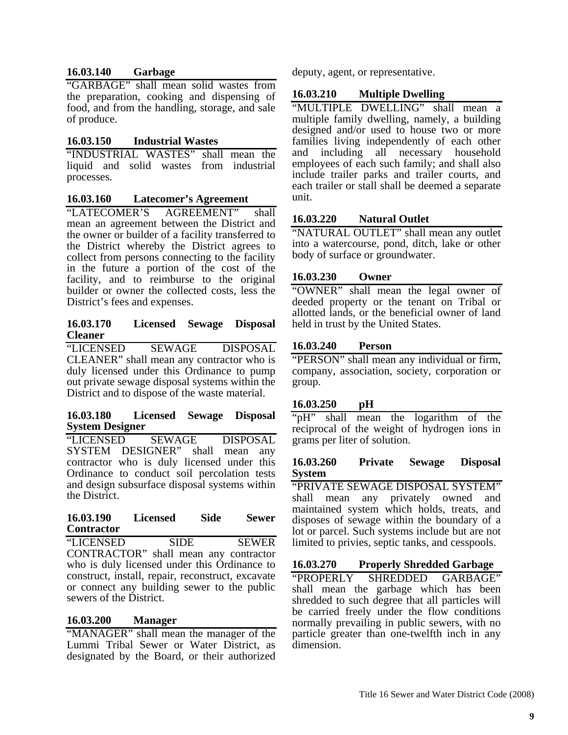### 16.03.140 Garbage

"GARBAGE" shall mean solid wastes from the preparation, cooking and dispensing of food, and from the handling, storage, and sale of produce.

### 16.03.150 Industrial Wastes

"INDUSTRIAL WASTES" shall mean the liquid and solid wastes from industrial processes.

### 16.03.160 Latecomer's Agreement

"LATECOMER'S AGREEMENT" shall mean an agreement between the District and the owner or builder of a facility transferred to the District whereby the District agrees to collect from persons connecting to the facility in the future a portion of the cost of the facility, and to reimburse to the original builder or owner the collected costs, less the District's fees and expenses.

### 16.03.170 Licensed Sewage Disposal Cleaner

"LICENSED SEWAGE DISPOSAL CLEANER" shall mean any contractor who is duly licensed under this Ordinance to pump out private sewage disposal systems within the District and to dispose of the waste material.

### 16.03.180 Licensed Sewage Disposal System Designer

"LICENSED SEWAGE DISPOSAL SYSTEM DESIGNER" shall mean any contractor who is duly licensed under this Ordinance to conduct soil percolation tests and design subsurface disposal systems within the District.

### 16.03.190 Licensed Side Sewer Contractor

"LICENSED SIDE SEWER CONTRACTOR" shall mean any contractor who is duly licensed under this Ordinance to construct, install, repair, reconstruct, excavate or connect any building sewer to the public sewers of the District.

### 16.03.200 Manager

"MANAGER" shall mean the manager of the Lummi Tribal Sewer or Water District, as designated by the Board, or their authorized deputy, agent, or representative.

### 16.03.210 Multiple Dwelling

"MULTIPLE DWELLING" shall mean a multiple family dwelling, namely, a building designed and/or used to house two or more families living independently of each other and including all necessary household employees of each such family; and shall also include trailer parks and trailer courts, and each trailer or stall shall be deemed a separate unit.

### 16.03.220 Natural Outlet

"NATURAL OUTLET" shall mean any outlet into a watercourse, pond, ditch, lake or other body of surface or groundwater.

### 16.03.230 Owner

"OWNER" shall mean the legal owner of deeded property or the tenant on Tribal or allotted lands, or the beneficial owner of land held in trust by the United States.

### 16.03.240 Person

"PERSON" shall mean any individual or firm, company, association, society, corporation or group.

### 16.03.250 pH

"pH" shall mean the logarithm of the reciprocal of the weight of hydrogen ions in grams per liter of solution.

### 16.03.260 Private Sewage Disposal System

"PRIVATE SEWAGE DISPOSAL SYSTEM" shall mean any privately owned and maintained system which holds, treats, and disposes of sewage within the boundary of a lot or parcel. Such systems include but are not limited to privies, septic tanks, and cesspools.

### 16.03.270 Properly Shredded Garbage

"PROPERLY SHREDDED GARBAGE" shall mean the garbage which has been shredded to such degree that all particles will be carried freely under the flow conditions normally prevailing in public sewers, with no particle greater than one-twelfth inch in any dimension.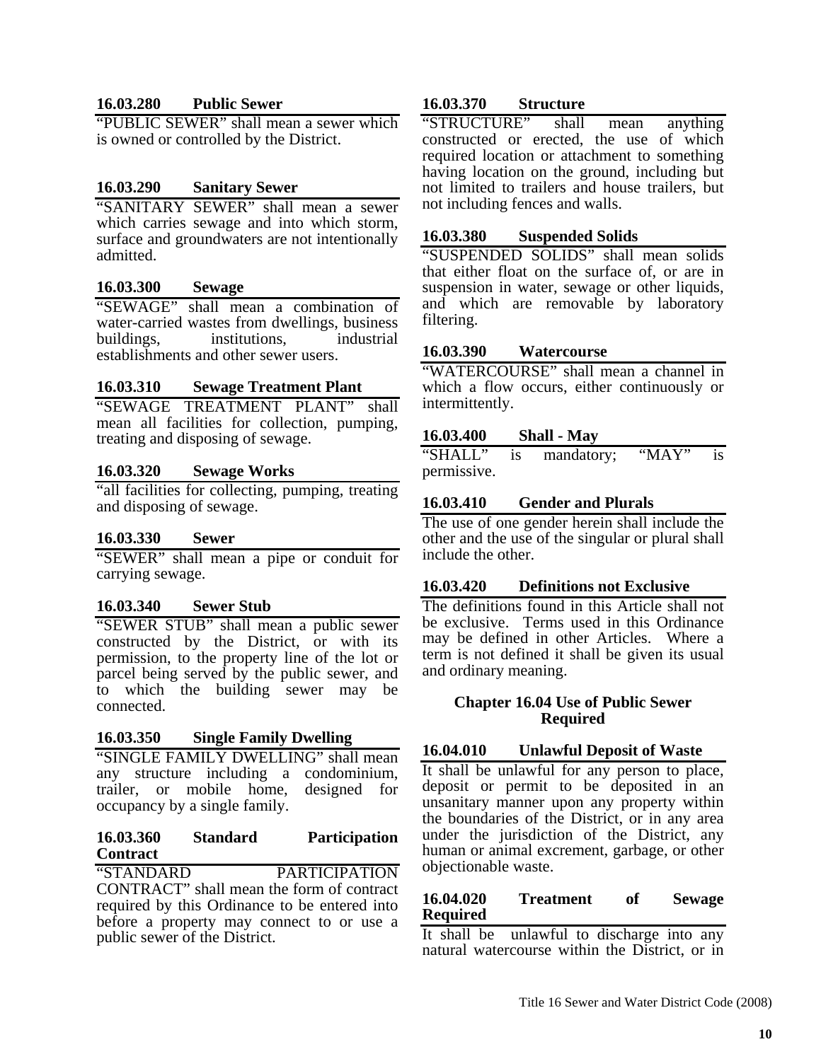#### 16.03.280 Public Sewer

"PUBLIC SEWER" shall mean a sewer which is owned or controlled by the District.

#### 16.03.290 Sanitary Sewer

"SANITARY SEWER" shall mean a sewer which carries sewage and into which storm, surface and groundwaters are not intentionally admitted.

#### 16.03.300 Sewage

"SEWAGE" shall mean a combination of water-carried wastes from dwellings, business buildings, institutions, industrial establishments and other sewer users.

#### 16.03.310 Sewage Treatment Plant

"SEWAGE TREATMENT PLANT" shall mean all facilities for collection, pumping, treating and disposing of sewage.

#### 16.03.320 Sewage Works

"all facilities for collecting, pumping, treating and disposing of sewage.

#### 16.03.330 Sewer

"SEWER" shall mean a pipe or conduit for carrying sewage.

#### 16.03.340 Sewer Stub

"SEWER STUB" shall mean a public sewer constructed by the District, or with its permission, to the property line of the lot or parcel being served by the public sewer, and to which the building sewer may be connected.

#### 16.03.350 Single Family Dwelling

"SINGLE FAMILY DWELLING" shall mean any structure including a condominium, trailer, or mobile home, designed for occupancy by a single family.

#### 16.03.360 Standard Participation Contract

"STANDARD PARTICIPATION CONTRACT" shall mean the form of contract required by this Ordinance to be entered into before a property may connect to or use a public sewer of the District.

#### 16.03.370 Structure

"STRUCTURE" shall mean anything constructed or erected, the use of which required location or attachment to something having location on the ground, including but not limited to trailers and house trailers, but not including fences and walls.

#### 16.03.380 Suspended Solids

"SUSPENDED SOLIDS" shall mean solids that either float on the surface of, or are in suspension in water, sewage or other liquids, and which are removable by laboratory filtering.

#### 16.03.390 Watercourse

"WATERCOURSE" shall mean a channel in which a flow occurs, either continuously or intermittently.

#### 16.03.400 Shall - May

"SHALL" is mandatory; "MAY" is permissive.

#### 16.03.410 Gender and Plurals

The use of one gender herein shall include the other and the use of the singular or plural shall include the other.

#### 16.03.420 Definitions not Exclusive

The definitions found in this Article shall not be exclusive. Terms used in this Ordinance may be defined in other Articles. Where a term is not defined it shall be given its usual and ordinary meaning.

### Chapter 16.04 Use of Public Sewer Required

#### 16.04.010 Unlawful Deposit of Waste

It shall be unlawful for any person to place, deposit or permit to be deposited in an unsanitary manner upon any property within the boundaries of the District, or in any area under the jurisdiction of the District, any human or animal excrement, garbage, or other objectionable waste.

#### 16.04.020 Treatment of Sewage Required

It shall be unlawful to discharge into any natural watercourse within the District, or in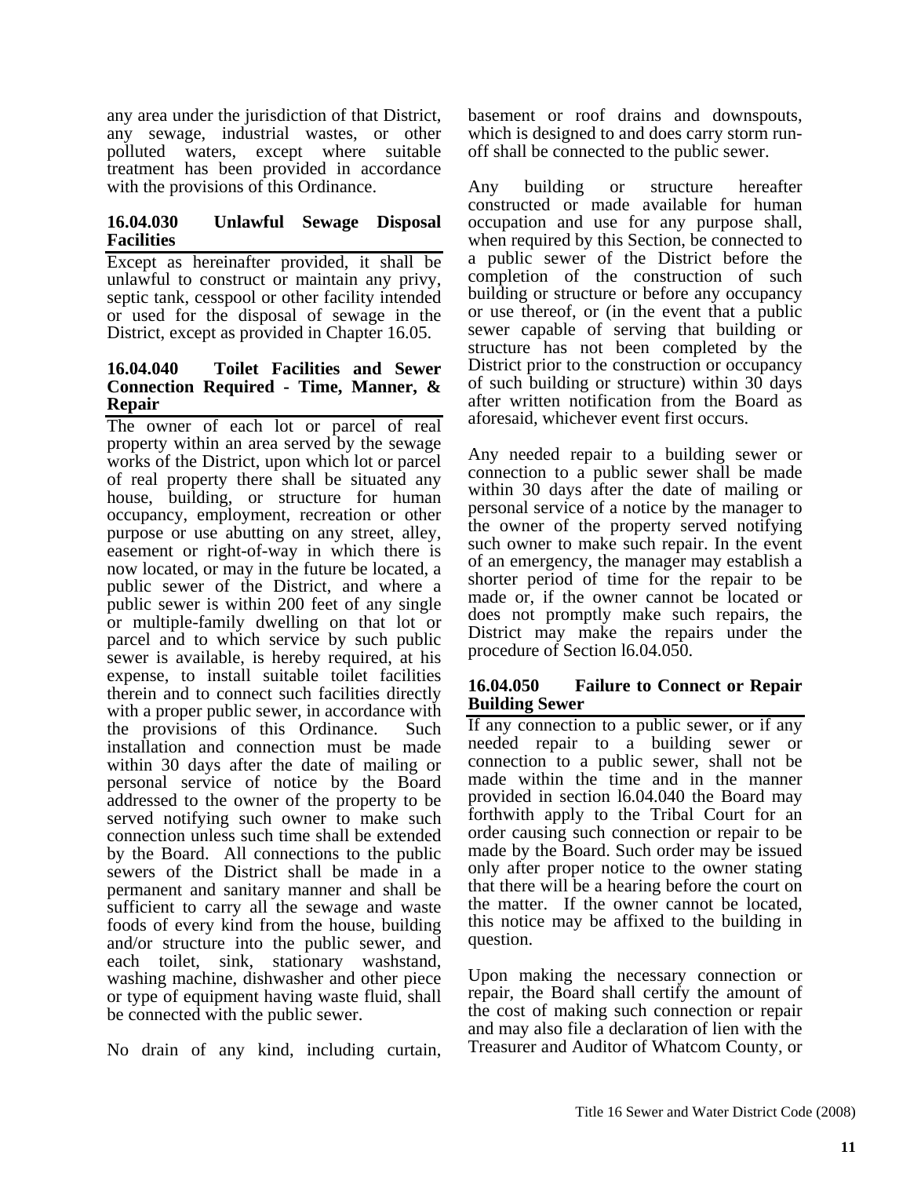any area under the jurisdiction of that District, any sewage, industrial wastes, or other polluted waters, except where suitable treatment has been provided in accordance with the provisions of this Ordinance.

### 16.04.030 Unlawful Sewage Disposal Facilities

Except as hereinafter provided, it shall be unlawful to construct or maintain any privy, septic tank, cesspool or other facility intended or used for the disposal of sewage in the District, except as provided in Chapter 16.05.

### 16.04.040 Toilet Facilities and Sewer Connection Required - Time, Manner, & Repair

The owner of each lot or parcel of real property within an area served by the sewage works of the District, upon which lot or parcel of real property there shall be situated any house, building, or structure for human occupancy, employment, recreation or other purpose or use abutting on any street, alley, easement or right-of-way in which there is now located, or may in the future be located, a public sewer of the District, and where a public sewer is within 200 feet of any single or multiple-family dwelling on that lot or parcel and to which service by such public sewer is available, is hereby required, at his expense, to install suitable toilet facilities therein and to connect such facilities directly with a proper public sewer, in accordance with the provisions of this Ordinance. Such installation and connection must be made within 30 days after the date of mailing or personal service of notice by the Board addressed to the owner of the property to be served notifying such owner to make such connection unless such time shall be extended by the Board. All connections to the public sewers of the District shall be made in a permanent and sanitary manner and shall be sufficient to carry all the sewage and waste foods of every kind from the house, building and/or structure into the public sewer, and each toilet, sink, stationary washstand, washing machine, dishwasher and other piece or type of equipment having waste fluid, shall be connected with the public sewer.

No drain of any kind, including curtain, basement or roof drains and downspouts, which is designed to and does carry storm run-off shall be connected to the public sewer.

Any building or structure hereafter constructed or made available for human occupation and use for any purpose shall, when required by this Section, be connected to a public sewer of the District before the completion of the construction of such building or structure or before any occupancy or use thereof, or (in the event that a public sewer capable of serving that building or structure has not been completed by the District prior to the construction or occupancy of such building or structure) within 30 days after written notification from the Board as aforesaid, whichever event first occurs.

Any needed repair to a building sewer or connection to a public sewer shall be made within 30 days after the date of mailing or personal service of a notice by the manager to the owner of the property served notifying such owner to make such repair. In the event of an emergency, the manager may establish a shorter period of time for the repair to be made or, if the owner cannot be located or does not promptly make such repairs, the District may make the repairs under the procedure of Section l6.04.050.

### 16.04.050 Failure to Connect or Repair Building Sewer

If any connection to a public sewer, or if any needed repair to a building sewer or connection to a public sewer, shall not be made within the time and in the manner provided in section l6.04.040 the Board may forthwith apply to the Tribal Court for an order causing such connection or repair to be made by the Board. Such order may be issued only after proper notice to the owner stating that there will be a hearing before the court on the matter. If the owner cannot be located, this notice may be affixed to the building in question.

Upon making the necessary connection or repair, the Board shall certify the amount of the cost of making such connection or repair and may also file a declaration of lien with the Treasurer and Auditor of Whatcom County, or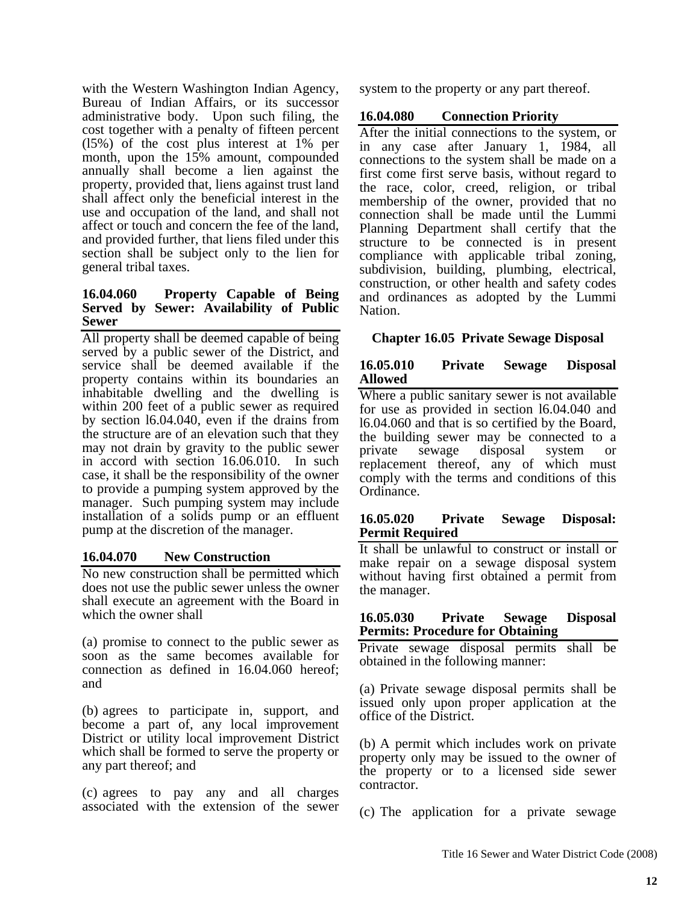with the Western Washington Indian Agency, Bureau of Indian Affairs, or its successor administrative body. Upon such filing, the cost together with a penalty of fifteen percent (l5%) of the cost plus interest at 1% per month, upon the 15% amount, compounded annually shall become a lien against the property, provided that, liens against trust land shall affect only the beneficial interest in the use and occupation of the land, and shall not affect or touch and concern the fee of the land, and provided further, that liens filed under this section shall be subject only to the lien for general tribal taxes.

**16.04.060 Property Capable of Being Served by Sewer: Availability of Public Sewer**

All property shall be deemed capable of being served by a public sewer of the District, and service shall be deemed available if the property contains within its boundaries an inhabitable dwelling and the dwelling is within 200 feet of a public sewer as required by section l6.04.040, even if the drains from the structure are of an elevation such that they may not drain by gravity to the public sewer in accord with section 16.06.010. In such case, it shall be the responsibility of the owner to provide a pumping system approved by the manager. Such pumping system may include installation of a solids pump or an effluent pump at the discretion of the manager.

**16.04.070 New Construction**

No new construction shall be permitted which does not use the public sewer unless the owner shall execute an agreement with the Board in which the owner shall

(a) promise to connect to the public sewer as soon as the same becomes available for connection as defined in 16.04.060 hereof; and

(b) agrees to participate in, support, and become a part of, any local improvement District or utility local improvement District which shall be formed to serve the property or any part thereof; and

(c) agrees to pay any and all charges associated with the extension of the sewer system to the property or any part thereof.

**16.04.080 Connection Priority**

After the initial connections to the system, or in any case after January 1, 1984, all connections to the system shall be made on a first come first serve basis, without regard to the race, color, creed, religion, or tribal membership of the owner, provided that no connection shall be made until the Lummi Planning Department shall certify that the structure to be connected is in present compliance with applicable tribal zoning, subdivision, building, plumbing, electrical, construction, or other health and safety codes and ordinances as adopted by the Lummi Nation.

## Chapter 16.05 Private Sewage Disposal

**16.05.010 Private Sewage Disposal Allowed**

Where a public sanitary sewer is not available for use as provided in section l6.04.040 and l6.04.060 and that is so certified by the Board, the building sewer may be connected to a private sewage disposal system or replacement thereof, any of which must comply with the terms and conditions of this Ordinance.

**16.05.020 Private Sewage Disposal: Permit Required**

It shall be unlawful to construct or install or make repair on a sewage disposal system without having first obtained a permit from the manager.

**16.05.030 Private Sewage Disposal Permits: Procedure for Obtaining**

Private sewage disposal permits shall be obtained in the following manner:

(a) Private sewage disposal permits shall be issued only upon proper application at the office of the District.

(b) A permit which includes work on private property only may be issued to the owner of the property or to a licensed side sewer contractor.

(c) The application for a private sewage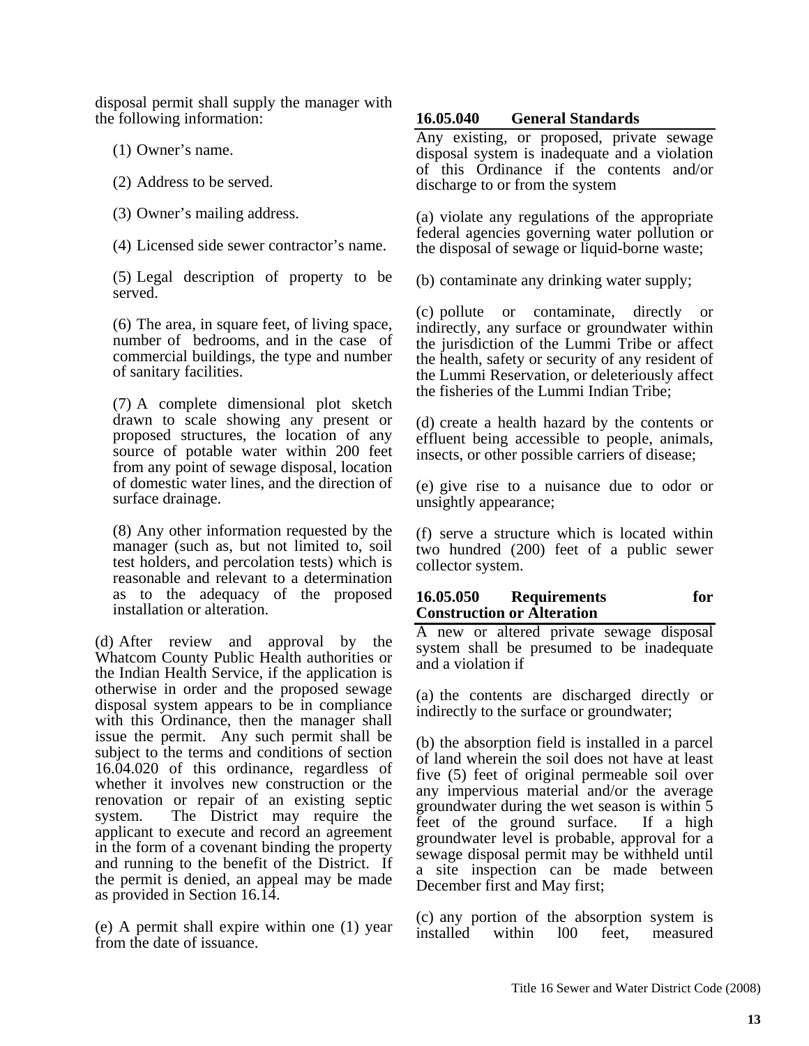disposal permit shall supply the manager with the following information:

(1) Owner's name.

(2) Address to be served.

(3) Owner's mailing address.

(4) Licensed side sewer contractor's name.

(5) Legal description of property to be served.

(6) The area, in square feet, of living space, number of bedrooms, and in the case of commercial buildings, the type and number of sanitary facilities.

(7) A complete dimensional plot sketch drawn to scale showing any present or proposed structures, the location of any source of potable water within 200 feet from any point of sewage disposal, location of domestic water lines, and the direction of surface drainage.

(8) Any other information requested by the manager (such as, but not limited to, soil test holders, and percolation tests) which is reasonable and relevant to a determination as to the adequacy of the proposed installation or alteration.

(d) After review and approval by the Whatcom County Public Health authorities or the Indian Health Service, if the application is otherwise in order and the proposed sewage disposal system appears to be in compliance with this Ordinance, then the manager shall issue the permit. Any such permit shall be subject to the terms and conditions of section 16.04.020 of this ordinance, regardless of whether it involves new construction or the renovation or repair of an existing septic system. The District may require the applicant to execute and record an agreement in the form of a covenant binding the property and running to the benefit of the District. If the permit is denied, an appeal may be made as provided in Section 16.14.

(e) A permit shall expire within one (1) year from the date of issuance.

## 16.05.040 General Standards

Any existing, or proposed, private sewage disposal system is inadequate and a violation of this Ordinance if the contents and/or discharge to or from the system

(a) violate any regulations of the appropriate federal agencies governing water pollution or the disposal of sewage or liquid-borne waste;

(b) contaminate any drinking water supply;

(c) pollute or contaminate, directly or indirectly, any surface or groundwater within the jurisdiction of the Lummi Tribe or affect the health, safety or security of any resident of the Lummi Reservation, or deleteriously affect the fisheries of the Lummi Indian Tribe;

(d) create a health hazard by the contents or effluent being accessible to people, animals, insects, or other possible carriers of disease;

(e) give rise to a nuisance due to odor or unsightly appearance;

(f) serve a structure which is located within two hundred (200) feet of a public sewer collector system.

## 16.05.050 Requirements for Construction or Alteration

A new or altered private sewage disposal system shall be presumed to be inadequate and a violation if

(a) the contents are discharged directly or indirectly to the surface or groundwater;

(b) the absorption field is installed in a parcel of land wherein the soil does not have at least five (5) feet of original permeable soil over any impervious material and/or the average groundwater during the wet season is within 5 feet of the ground surface. If a high groundwater level is probable, approval for a sewage disposal permit may be withheld until a site inspection can be made between December first and May first;

(c) any portion of the absorption system is installed within l00 feet, measured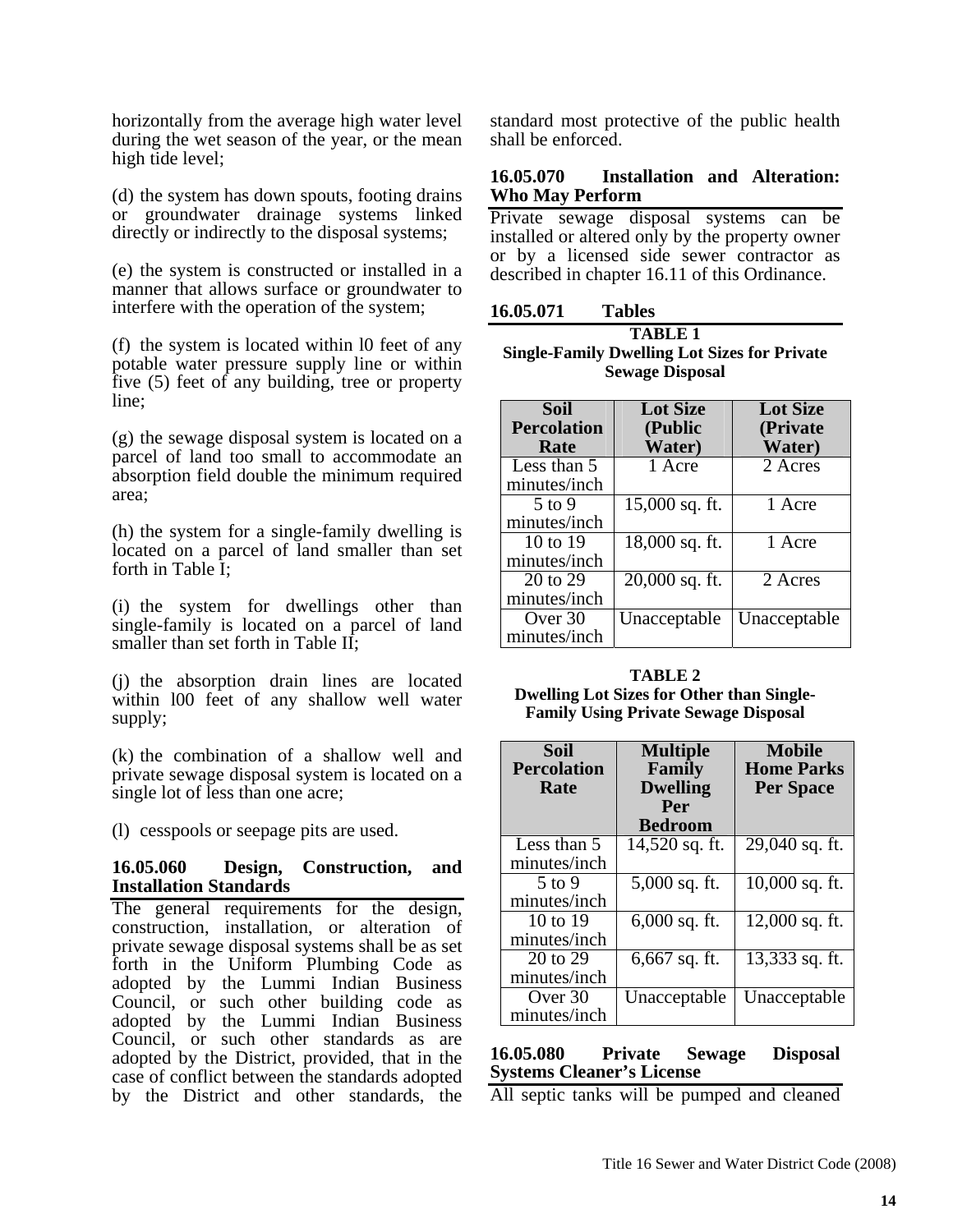horizontally from the average high water level during the wet season of the year, or the mean high tide level;

(d) the system has down spouts, footing drains or groundwater drainage systems linked directly or indirectly to the disposal systems;

(e) the system is constructed or installed in a manner that allows surface or groundwater to interfere with the operation of the system;

(f) the system is located within l0 feet of any potable water pressure supply line or within five (5) feet of any building, tree or property line;

(g) the sewage disposal system is located on a parcel of land too small to accommodate an absorption field double the minimum required area;

(h) the system for a single-family dwelling is located on a parcel of land smaller than set forth in Table I;

(i) the system for dwellings other than single-family is located on a parcel of land smaller than set forth in Table II;

(j) the absorption drain lines are located within l00 feet of any shallow well water supply;

(k) the combination of a shallow well and private sewage disposal system is located on a single lot of less than one acre;

(l) cesspools or seepage pits are used.

### 16.05.060 Design, Construction, and Installation Standards

The general requirements for the design, construction, installation, or alteration of private sewage disposal systems shall be as set forth in the Uniform Plumbing Code as adopted by the Lummi Indian Business Council, or such other building code as adopted by the Lummi Indian Business Council, or such other standards as are adopted by the District, provided, that in the case of conflict between the standards adopted by the District and other standards, the standard most protective of the public health shall be enforced.

### 16.05.070 Installation and Alteration: Who May Perform

Private sewage disposal systems can be installed or altered only by the property owner or by a licensed side sewer contractor as described in chapter 16.11 of this Ordinance.

### 16.05.071 Tables

**TABLE 1**
**Single-Family Dwelling Lot Sizes for Private Sewage Disposal**

| Soil Percolation Rate | Lot Size (Public Water) | Lot Size (Private Water) |
|---|---|---|
| Less than 5 minutes/inch | 1 Acre | 2 Acres |
| 5 to 9 minutes/inch | 15,000 sq. ft. | 1 Acre |
| 10 to 19 minutes/inch | 18,000 sq. ft. | 1 Acre |
| 20 to 29 minutes/inch | 20,000 sq. ft. | 2 Acres |
| Over 30 minutes/inch | Unacceptable | Unacceptable |

**TABLE 2**
**Dwelling Lot Sizes for Other than Single-Family Using Private Sewage Disposal**

| Soil Percolation Rate | Multiple Family Dwelling Per Bedroom | Mobile Home Parks Per Space |
|---|---|---|
| Less than 5 minutes/inch | 14,520 sq. ft. | 29,040 sq. ft. |
| 5 to 9 minutes/inch | 5,000 sq. ft. | 10,000 sq. ft. |
| 10 to 19 minutes/inch | 6,000 sq. ft. | 12,000 sq. ft. |
| 20 to 29 minutes/inch | 6,667 sq. ft. | 13,333 sq. ft. |
| Over 30 minutes/inch | Unacceptable | Unacceptable |

### 16.05.080 Private Sewage Disposal Systems Cleaner's License

All septic tanks will be pumped and cleaned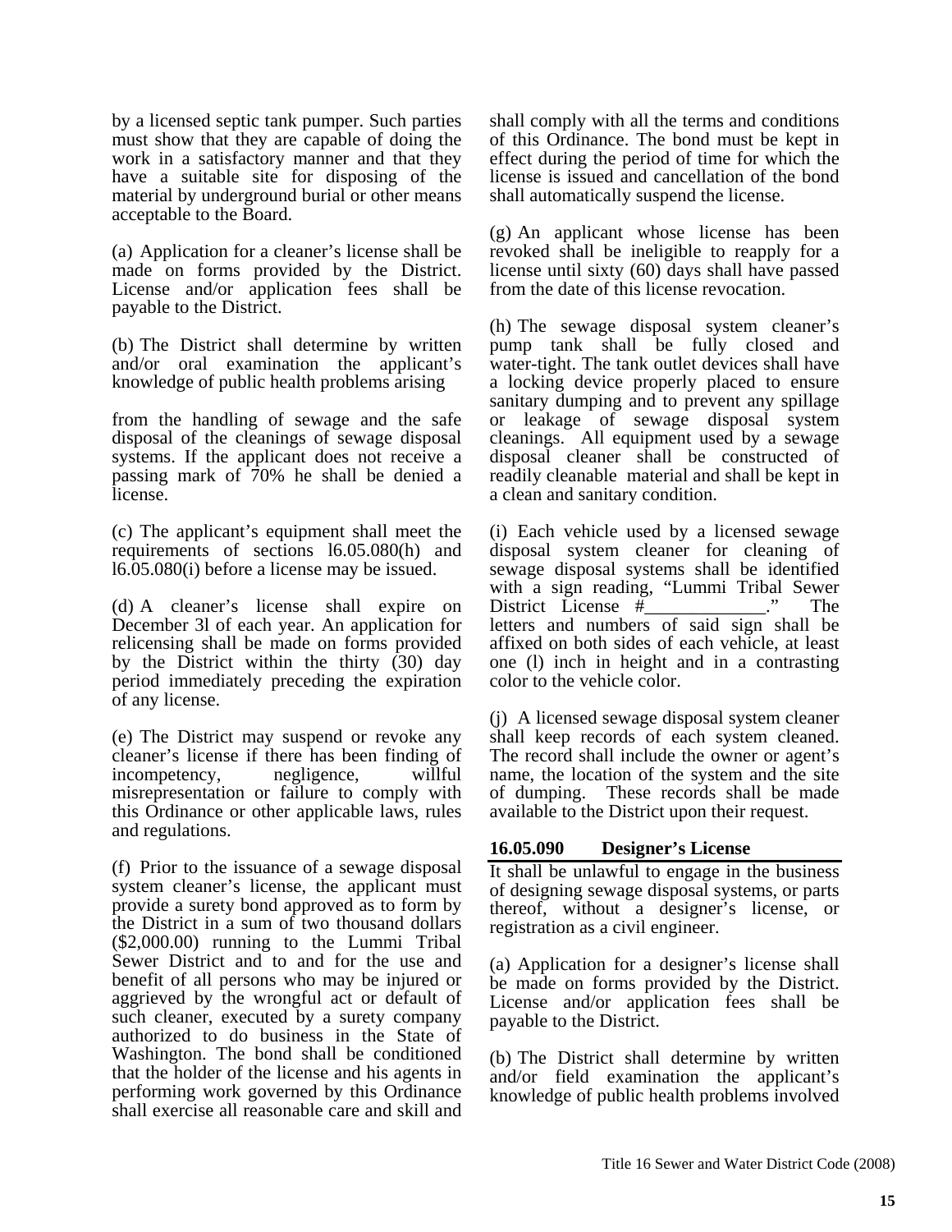by a licensed septic tank pumper. Such parties must show that they are capable of doing the work in a satisfactory manner and that they have a suitable site for disposing of the material by underground burial or other means acceptable to the Board.

(a) Application for a cleaner's license shall be made on forms provided by the District. License and/or application fees shall be payable to the District.

(b) The District shall determine by written and/or oral examination the applicant's knowledge of public health problems arising from the handling of sewage and the safe disposal of the cleanings of sewage disposal systems. If the applicant does not receive a passing mark of 70% he shall be denied a license.

(c) The applicant's equipment shall meet the requirements of sections l6.05.080(h) and l6.05.080(i) before a license may be issued.

(d) A cleaner's license shall expire on December 3l of each year. An application for relicensing shall be made on forms provided by the District within the thirty (30) day period immediately preceding the expiration of any license.

(e) The District may suspend or revoke any cleaner's license if there has been finding of incompetency, negligence, willful misrepresentation or failure to comply with this Ordinance or other applicable laws, rules and regulations.

(f) Prior to the issuance of a sewage disposal system cleaner's license, the applicant must provide a surety bond approved as to form by the District in a sum of two thousand dollars ($2,000.00) running to the Lummi Tribal Sewer District and to and for the use and benefit of all persons who may be injured or aggrieved by the wrongful act or default of such cleaner, executed by a surety company authorized to do business in the State of Washington. The bond shall be conditioned that the holder of the license and his agents in performing work governed by this Ordinance shall exercise all reasonable care and skill and shall comply with all the terms and conditions of this Ordinance. The bond must be kept in effect during the period of time for which the license is issued and cancellation of the bond shall automatically suspend the license.

(g) An applicant whose license has been revoked shall be ineligible to reapply for a license until sixty (60) days shall have passed from the date of this license revocation.

(h) The sewage disposal system cleaner's pump tank shall be fully closed and water-tight. The tank outlet devices shall have a locking device properly placed to ensure sanitary dumping and to prevent any spillage or leakage of sewage disposal system cleanings. All equipment used by a sewage disposal cleaner shall be constructed of readily cleanable material and shall be kept in a clean and sanitary condition.

(i) Each vehicle used by a licensed sewage disposal system cleaner for cleaning of sewage disposal systems shall be identified with a sign reading, "Lummi Tribal Sewer District License #\_\_\_\_\_\_\_\_\_\_\_\_\_." The letters and numbers of said sign shall be affixed on both sides of each vehicle, at least one (l) inch in height and in a contrasting color to the vehicle color.

(j) A licensed sewage disposal system cleaner shall keep records of each system cleaned. The record shall include the owner or agent's name, the location of the system and the site of dumping. These records shall be made available to the District upon their request.

### 16.05.090 Designer's License

It shall be unlawful to engage in the business of designing sewage disposal systems, or parts thereof, without a designer's license, or registration as a civil engineer.

(a) Application for a designer's license shall be made on forms provided by the District. License and/or application fees shall be payable to the District.

(b) The District shall determine by written and/or field examination the applicant's knowledge of public health problems involved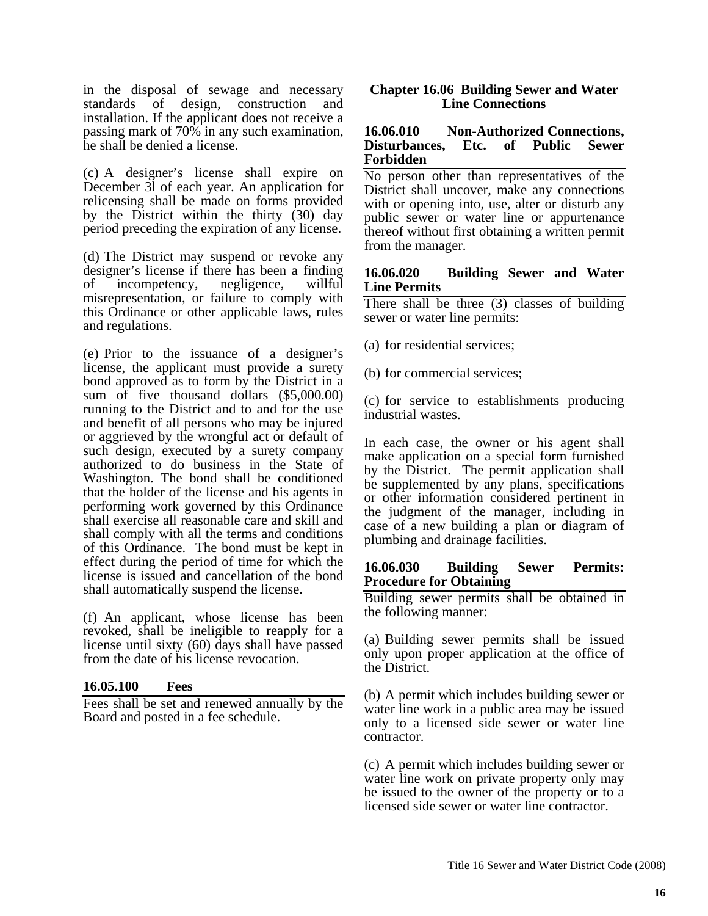in the disposal of sewage and necessary standards of design, construction and installation. If the applicant does not receive a passing mark of 70% in any such examination, he shall be denied a license.

(c) A designer's license shall expire on December 3l of each year. An application for relicensing shall be made on forms provided by the District within the thirty (30) day period preceding the expiration of any license.

(d) The District may suspend or revoke any designer's license if there has been a finding of incompetency, negligence, willful misrepresentation, or failure to comply with this Ordinance or other applicable laws, rules and regulations.

(e) Prior to the issuance of a designer's license, the applicant must provide a surety bond approved as to form by the District in a sum of five thousand dollars ($5,000.00) running to the District and to and for the use and benefit of all persons who may be injured or aggrieved by the wrongful act or default of such design, executed by a surety company authorized to do business in the State of Washington. The bond shall be conditioned that the holder of the license and his agents in performing work governed by this Ordinance shall exercise all reasonable care and skill and shall comply with all the terms and conditions of this Ordinance. The bond must be kept in effect during the period of time for which the license is issued and cancellation of the bond shall automatically suspend the license.

(f) An applicant, whose license has been revoked, shall be ineligible to reapply for a license until sixty (60) days shall have passed from the date of his license revocation.

### 16.05.100 Fees

Fees shall be set and renewed annually by the Board and posted in a fee schedule.

## Chapter 16.06 Building Sewer and Water Line Connections

### 16.06.010 Non-Authorized Connections, Disturbances, Etc. of Public Sewer Forbidden

No person other than representatives of the District shall uncover, make any connections with or opening into, use, alter or disturb any public sewer or water line or appurtenance thereof without first obtaining a written permit from the manager.

### 16.06.020 Building Sewer and Water Line Permits

There shall be three (3) classes of building sewer or water line permits:

(a) for residential services;

(b) for commercial services;

(c) for service to establishments producing industrial wastes.

In each case, the owner or his agent shall make application on a special form furnished by the District. The permit application shall be supplemented by any plans, specifications or other information considered pertinent in the judgment of the manager, including in case of a new building a plan or diagram of plumbing and drainage facilities.

### 16.06.030 Building Sewer Permits: Procedure for Obtaining

Building sewer permits shall be obtained in the following manner:

(a) Building sewer permits shall be issued only upon proper application at the office of the District.

(b) A permit which includes building sewer or water line work in a public area may be issued only to a licensed side sewer or water line contractor.

(c) A permit which includes building sewer or water line work on private property only may be issued to the owner of the property or to a licensed side sewer or water line contractor.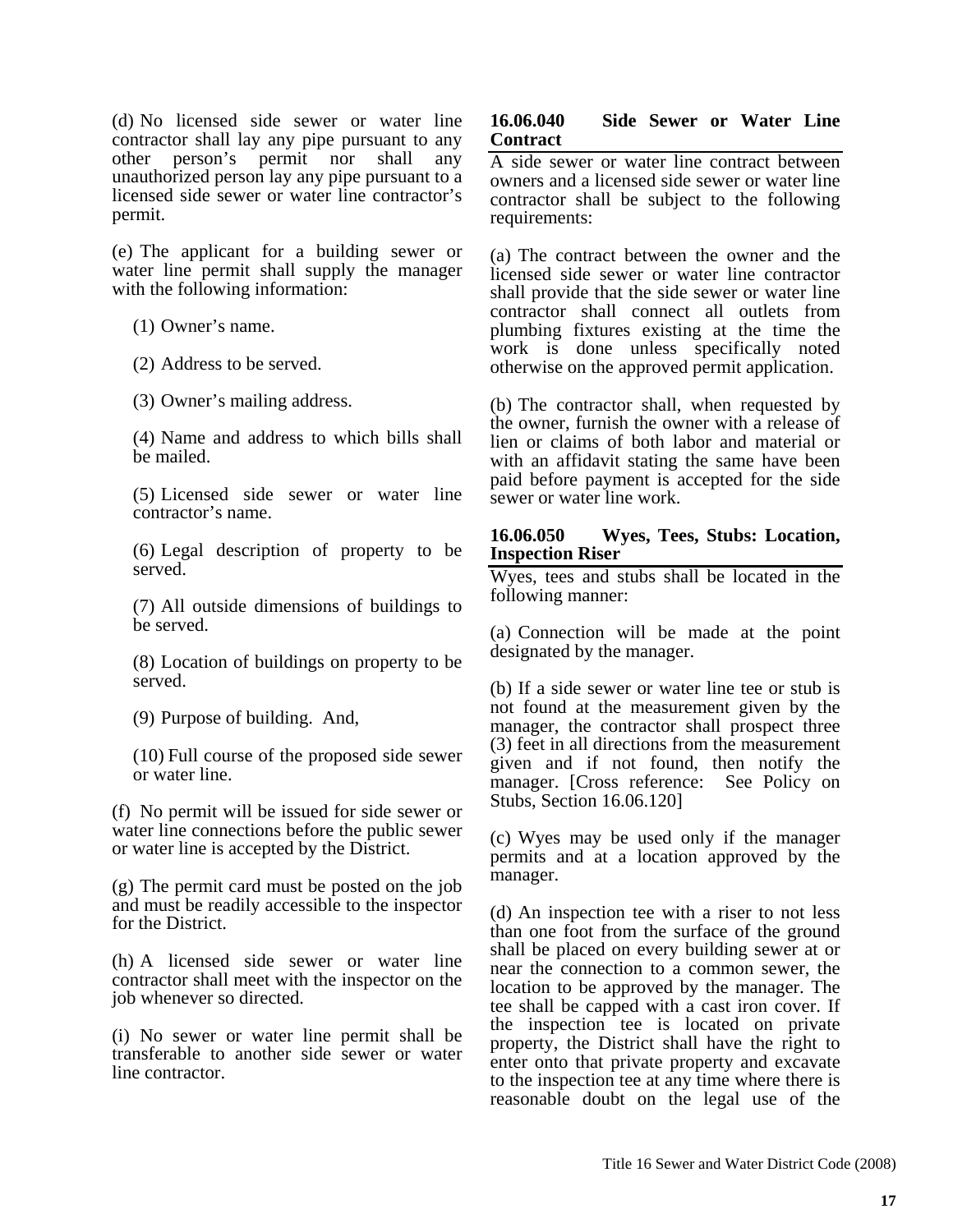(d) No licensed side sewer or water line contractor shall lay any pipe pursuant to any other person's permit nor shall any unauthorized person lay any pipe pursuant to a licensed side sewer or water line contractor's permit.

(e) The applicant for a building sewer or water line permit shall supply the manager with the following information:

(1) Owner's name.

(2) Address to be served.

(3) Owner's mailing address.

(4) Name and address to which bills shall be mailed.

(5) Licensed side sewer or water line contractor's name.

(6) Legal description of property to be served.

(7) All outside dimensions of buildings to be served.

(8) Location of buildings on property to be served.

(9) Purpose of building. And,

(10) Full course of the proposed side sewer or water line.

(f) No permit will be issued for side sewer or water line connections before the public sewer or water line is accepted by the District.

(g) The permit card must be posted on the job and must be readily accessible to the inspector for the District.

(h) A licensed side sewer or water line contractor shall meet with the inspector on the job whenever so directed.

(i) No sewer or water line permit shall be transferable to another side sewer or water line contractor.

### 16.06.040 Side Sewer or Water Line Contract

A side sewer or water line contract between owners and a licensed side sewer or water line contractor shall be subject to the following requirements:

(a) The contract between the owner and the licensed side sewer or water line contractor shall provide that the side sewer or water line contractor shall connect all outlets from plumbing fixtures existing at the time the work is done unless specifically noted otherwise on the approved permit application.

(b) The contractor shall, when requested by the owner, furnish the owner with a release of lien or claims of both labor and material or with an affidavit stating the same have been paid before payment is accepted for the side sewer or water line work.

### 16.06.050 Wyes, Tees, Stubs: Location, Inspection Riser

Wyes, tees and stubs shall be located in the following manner:

(a) Connection will be made at the point designated by the manager.

(b) If a side sewer or water line tee or stub is not found at the measurement given by the manager, the contractor shall prospect three (3) feet in all directions from the measurement given and if not found, then notify the manager. [Cross reference: See Policy on Stubs, Section 16.06.120]

(c) Wyes may be used only if the manager permits and at a location approved by the manager.

(d) An inspection tee with a riser to not less than one foot from the surface of the ground shall be placed on every building sewer at or near the connection to a common sewer, the location to be approved by the manager. The tee shall be capped with a cast iron cover. If the inspection tee is located on private property, the District shall have the right to enter onto that private property and excavate to the inspection tee at any time where there is reasonable doubt on the legal use of the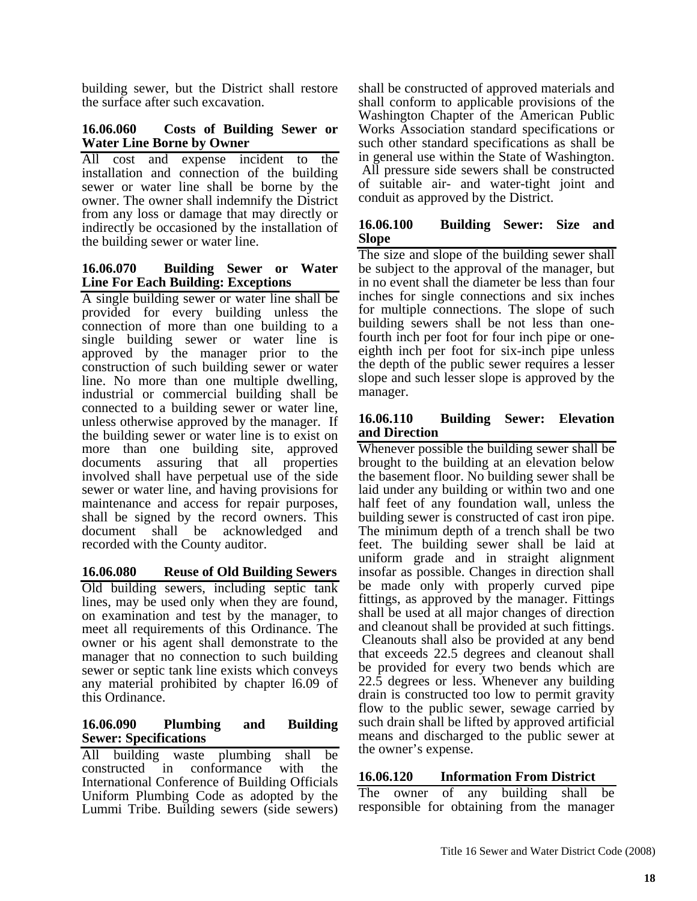building sewer, but the District shall restore the surface after such excavation.

### 16.06.060 Costs of Building Sewer or Water Line Borne by Owner

All cost and expense incident to the installation and connection of the building sewer or water line shall be borne by the owner. The owner shall indemnify the District from any loss or damage that may directly or indirectly be occasioned by the installation of the building sewer or water line.

### 16.06.070 Building Sewer or Water Line For Each Building: Exceptions

A single building sewer or water line shall be provided for every building unless the connection of more than one building to a single building sewer or water line is approved by the manager prior to the construction of such building sewer or water line. No more than one multiple dwelling, industrial or commercial building shall be connected to a building sewer or water line, unless otherwise approved by the manager. If the building sewer or water line is to exist on more than one building site, approved documents assuring that all properties involved shall have perpetual use of the side sewer or water line, and having provisions for maintenance and access for repair purposes, shall be signed by the record owners. This document shall be acknowledged and recorded with the County auditor.

### 16.06.080 Reuse of Old Building Sewers

Old building sewers, including septic tank lines, may be used only when they are found, on examination and test by the manager, to meet all requirements of this Ordinance. The owner or his agent shall demonstrate to the manager that no connection to such building sewer or septic tank line exists which conveys any material prohibited by chapter l6.09 of this Ordinance.

### 16.06.090 Plumbing and Building Sewer: Specifications

All building waste plumbing shall be constructed in conformance with the International Conference of Building Officials Uniform Plumbing Code as adopted by the Lummi Tribe. Building sewers (side sewers) shall be constructed of approved materials and shall conform to applicable provisions of the Washington Chapter of the American Public Works Association standard specifications or such other standard specifications as shall be in general use within the State of Washington. All pressure side sewers shall be constructed of suitable air- and water-tight joint and conduit as approved by the District.

### 16.06.100 Building Sewer: Size and Slope

The size and slope of the building sewer shall be subject to the approval of the manager, but in no event shall the diameter be less than four inches for single connections and six inches for multiple connections. The slope of such building sewers shall be not less than one-fourth inch per foot for four inch pipe or one-eighth inch per foot for six-inch pipe unless the depth of the public sewer requires a lesser slope and such lesser slope is approved by the manager.

### 16.06.110 Building Sewer: Elevation and Direction

Whenever possible the building sewer shall be brought to the building at an elevation below the basement floor. No building sewer shall be laid under any building or within two and one half feet of any foundation wall, unless the building sewer is constructed of cast iron pipe. The minimum depth of a trench shall be two feet. The building sewer shall be laid at uniform grade and in straight alignment insofar as possible. Changes in direction shall be made only with properly curved pipe fittings, as approved by the manager. Fittings shall be used at all major changes of direction and cleanout shall be provided at such fittings. Cleanouts shall also be provided at any bend that exceeds 22.5 degrees and cleanout shall be provided for every two bends which are 22.5 degrees or less. Whenever any building drain is constructed too low to permit gravity flow to the public sewer, sewage carried by such drain shall be lifted by approved artificial means and discharged to the public sewer at the owner's expense.

### 16.06.120 Information From District

The owner of any building shall be responsible for obtaining from the manager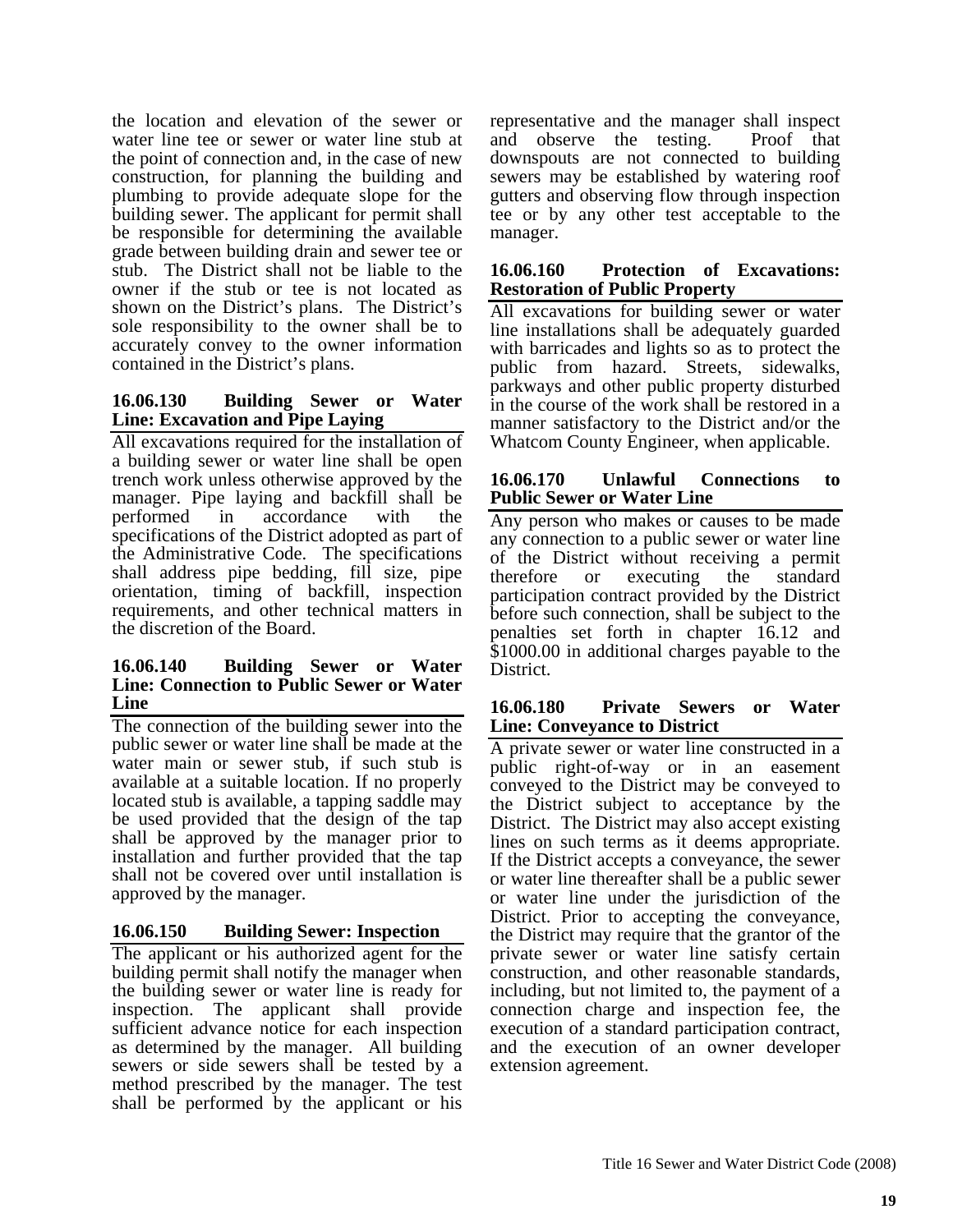the location and elevation of the sewer or water line tee or sewer or water line stub at the point of connection and, in the case of new construction, for planning the building and plumbing to provide adequate slope for the building sewer. The applicant for permit shall be responsible for determining the available grade between building drain and sewer tee or stub. The District shall not be liable to the owner if the stub or tee is not located as shown on the District's plans. The District's sole responsibility to the owner shall be to accurately convey to the owner information contained in the District's plans.

### 16.06.130 Building Sewer or Water Line: Excavation and Pipe Laying

All excavations required for the installation of a building sewer or water line shall be open trench work unless otherwise approved by the manager. Pipe laying and backfill shall be performed in accordance with the specifications of the District adopted as part of the Administrative Code. The specifications shall address pipe bedding, fill size, pipe orientation, timing of backfill, inspection requirements, and other technical matters in the discretion of the Board.

### 16.06.140 Building Sewer or Water Line: Connection to Public Sewer or Water Line

The connection of the building sewer into the public sewer or water line shall be made at the water main or sewer stub, if such stub is available at a suitable location. If no properly located stub is available, a tapping saddle may be used provided that the design of the tap shall be approved by the manager prior to installation and further provided that the tap shall not be covered over until installation is approved by the manager.

### 16.06.150 Building Sewer: Inspection

The applicant or his authorized agent for the building permit shall notify the manager when the building sewer or water line is ready for inspection. The applicant shall provide sufficient advance notice for each inspection as determined by the manager. All building sewers or side sewers shall be tested by a method prescribed by the manager. The test shall be performed by the applicant or his representative and the manager shall inspect and observe the testing. Proof that downspouts are not connected to building sewers may be established by watering roof gutters and observing flow through inspection tee or by any other test acceptable to the manager.

### 16.06.160 Protection of Excavations: Restoration of Public Property

All excavations for building sewer or water line installations shall be adequately guarded with barricades and lights so as to protect the public from hazard. Streets, sidewalks, parkways and other public property disturbed in the course of the work shall be restored in a manner satisfactory to the District and/or the Whatcom County Engineer, when applicable.

### 16.06.170 Unlawful Connections to Public Sewer or Water Line

Any person who makes or causes to be made any connection to a public sewer or water line of the District without receiving a permit therefore or executing the standard participation contract provided by the District before such connection, shall be subject to the penalties set forth in chapter 16.12 and $1000.00 in additional charges payable to the District.

### 16.06.180 Private Sewers or Water Line: Conveyance to District

A private sewer or water line constructed in a public right-of-way or in an easement conveyed to the District may be conveyed to the District subject to acceptance by the District. The District may also accept existing lines on such terms as it deems appropriate. If the District accepts a conveyance, the sewer or water line thereafter shall be a public sewer or water line under the jurisdiction of the District. Prior to accepting the conveyance, the District may require that the grantor of the private sewer or water line satisfy certain construction, and other reasonable standards, including, but not limited to, the payment of a connection charge and inspection fee, the execution of a standard participation contract, and the execution of an owner developer extension agreement.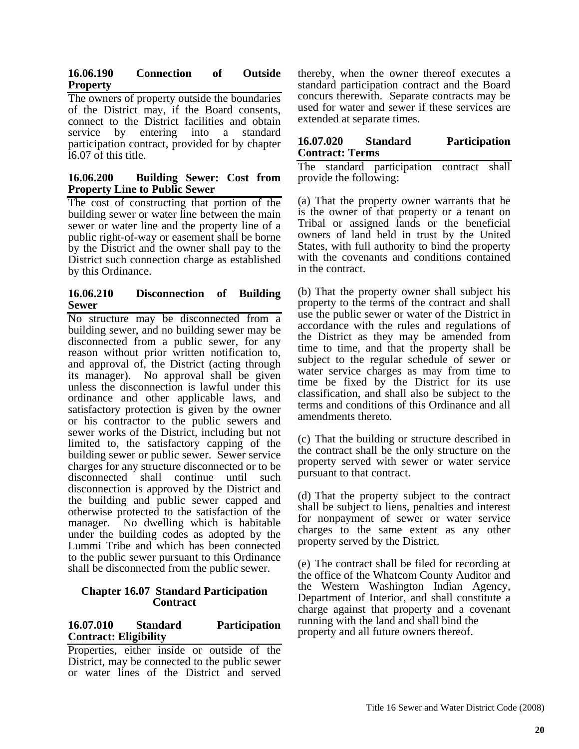#### 16.06.190 Connection of Outside Property

The owners of property outside the boundaries of the District may, if the Board consents, connect to the District facilities and obtain service by entering into a standard participation contract, provided for by chapter l6.07 of this title.

#### 16.06.200 Building Sewer: Cost from Property Line to Public Sewer

The cost of constructing that portion of the building sewer or water line between the main sewer or water line and the property line of a public right-of-way or easement shall be borne by the District and the owner shall pay to the District such connection charge as established by this Ordinance.

#### 16.06.210 Disconnection of Building Sewer

No structure may be disconnected from a building sewer, and no building sewer may be disconnected from a public sewer, for any reason without prior written notification to, and approval of, the District (acting through its manager). No approval shall be given unless the disconnection is lawful under this ordinance and other applicable laws, and satisfactory protection is given by the owner or his contractor to the public sewers and sewer works of the District, including but not limited to, the satisfactory capping of the building sewer or public sewer. Sewer service charges for any structure disconnected or to be disconnected shall continue until such disconnection is approved by the District and the building and public sewer capped and otherwise protected to the satisfaction of the manager. No dwelling which is habitable under the building codes as adopted by the Lummi Tribe and which has been connected to the public sewer pursuant to this Ordinance shall be disconnected from the public sewer.

### Chapter 16.07 Standard Participation Contract

#### 16.07.010 Standard Participation Contract: Eligibility

Properties, either inside or outside of the District, may be connected to the public sewer or water lines of the District and served thereby, when the owner thereof executes a standard participation contract and the Board concurs therewith. Separate contracts may be used for water and sewer if these services are extended at separate times.

#### 16.07.020 Standard Participation Contract: Terms

The standard participation contract shall provide the following:

(a) That the property owner warrants that he is the owner of that property or a tenant on Tribal or assigned lands or the beneficial owners of land held in trust by the United States, with full authority to bind the property with the covenants and conditions contained in the contract.

(b) That the property owner shall subject his property to the terms of the contract and shall use the public sewer or water of the District in accordance with the rules and regulations of the District as they may be amended from time to time, and that the property shall be subject to the regular schedule of sewer or water service charges as may from time to time be fixed by the District for its use classification, and shall also be subject to the terms and conditions of this Ordinance and all amendments thereto.

(c) That the building or structure described in the contract shall be the only structure on the property served with sewer or water service pursuant to that contract.

(d) That the property subject to the contract shall be subject to liens, penalties and interest for nonpayment of sewer or water service charges to the same extent as any other property served by the District.

(e) The contract shall be filed for recording at the office of the Whatcom County Auditor and the Western Washington Indian Agency, Department of Interior, and shall constitute a charge against that property and a covenant running with the land and shall bind the property and all future owners thereof.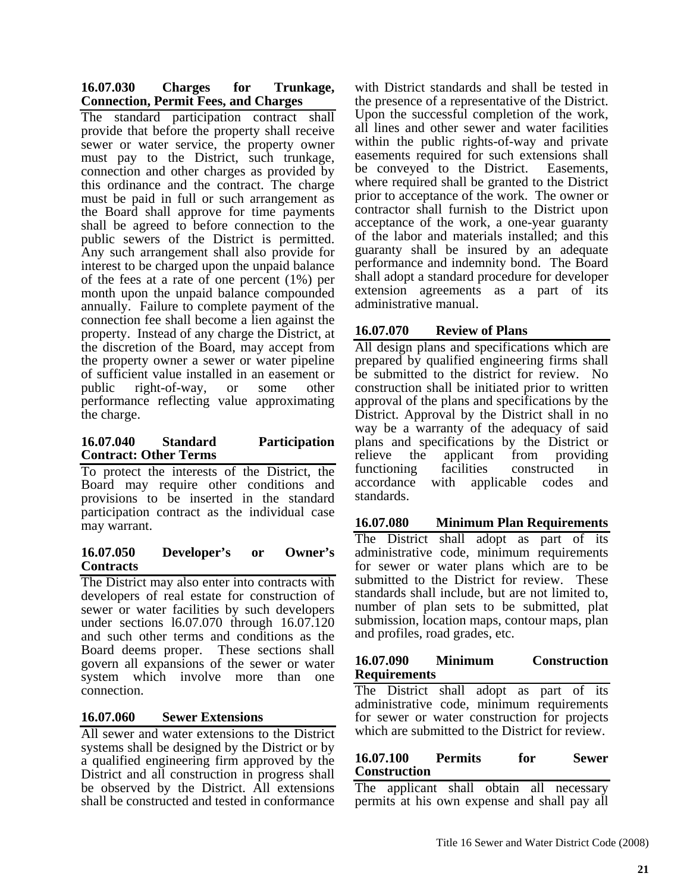### 16.07.030 Charges for Trunkage, Connection, Permit Fees, and Charges

The standard participation contract shall provide that before the property shall receive sewer or water service, the property owner must pay to the District, such trunkage, connection and other charges as provided by this ordinance and the contract. The charge must be paid in full or such arrangement as the Board shall approve for time payments shall be agreed to before connection to the public sewers of the District is permitted. Any such arrangement shall also provide for interest to be charged upon the unpaid balance of the fees at a rate of one percent (1%) per month upon the unpaid balance compounded annually. Failure to complete payment of the connection fee shall become a lien against the property. Instead of any charge the District, at the discretion of the Board, may accept from the property owner a sewer or water pipeline of sufficient value installed in an easement or public right-of-way, or some other performance reflecting value approximating the charge.

### 16.07.040 Standard Participation Contract: Other Terms

To protect the interests of the District, the Board may require other conditions and provisions to be inserted in the standard participation contract as the individual case may warrant.

### 16.07.050 Developer's or Owner's Contracts

The District may also enter into contracts with developers of real estate for construction of sewer or water facilities by such developers under sections l6.07.070 through 16.07.120 and such other terms and conditions as the Board deems proper. These sections shall govern all expansions of the sewer or water system which involve more than one connection.

### 16.07.060 Sewer Extensions

All sewer and water extensions to the District systems shall be designed by the District or by a qualified engineering firm approved by the District and all construction in progress shall be observed by the District. All extensions shall be constructed and tested in conformance with District standards and shall be tested in the presence of a representative of the District. Upon the successful completion of the work, all lines and other sewer and water facilities within the public rights-of-way and private easements required for such extensions shall be conveyed to the District. Easements, where required shall be granted to the District prior to acceptance of the work. The owner or contractor shall furnish to the District upon acceptance of the work, a one-year guaranty of the labor and materials installed; and this guaranty shall be insured by an adequate performance and indemnity bond. The Board shall adopt a standard procedure for developer extension agreements as a part of its administrative manual.

### 16.07.070 Review of Plans

All design plans and specifications which are prepared by qualified engineering firms shall be submitted to the district for review. No construction shall be initiated prior to written approval of the plans and specifications by the District. Approval by the District shall in no way be a warranty of the adequacy of said plans and specifications by the District or relieve the applicant from providing functioning facilities constructed in accordance with applicable codes and standards.

### 16.07.080 Minimum Plan Requirements

The District shall adopt as part of its administrative code, minimum requirements for sewer or water plans which are to be submitted to the District for review. These standards shall include, but are not limited to, number of plan sets to be submitted, plat submission, location maps, contour maps, plan and profiles, road grades, etc.

### 16.07.090 Minimum Construction Requirements

The District shall adopt as part of its administrative code, minimum requirements for sewer or water construction for projects which are submitted to the District for review.

### 16.07.100 Permits for Sewer Construction

The applicant shall obtain all necessary permits at his own expense and shall pay all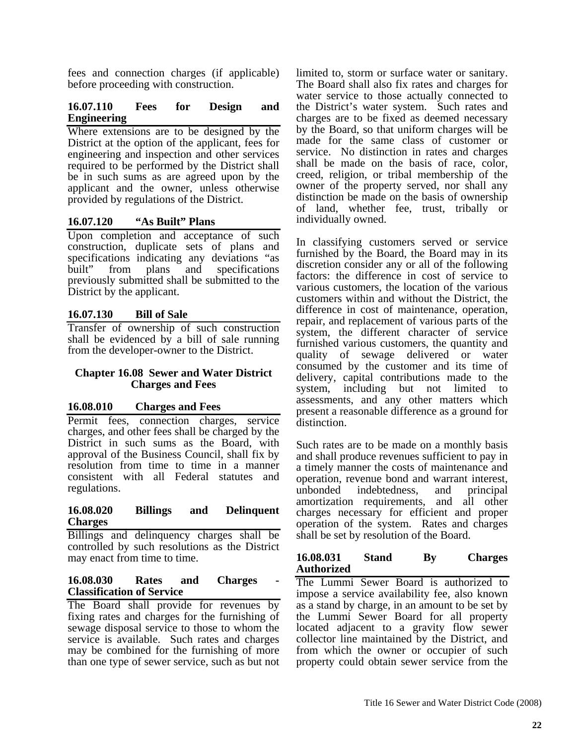fees and connection charges (if applicable) before proceeding with construction.

### 16.07.110 Fees for Design and Engineering

Where extensions are to be designed by the District at the option of the applicant, fees for engineering and inspection and other services required to be performed by the District shall be in such sums as are agreed upon by the applicant and the owner, unless otherwise provided by regulations of the District.

### 16.07.120 "As Built" Plans

Upon completion and acceptance of such construction, duplicate sets of plans and specifications indicating any deviations "as built" from plans and specifications previously submitted shall be submitted to the District by the applicant.

### 16.07.130 Bill of Sale

Transfer of ownership of such construction shall be evidenced by a bill of sale running from the developer-owner to the District.

## Chapter 16.08 Sewer and Water District Charges and Fees

### 16.08.010 Charges and Fees

Permit fees, connection charges, service charges, and other fees shall be charged by the District in such sums as the Board, with approval of the Business Council, shall fix by resolution from time to time in a manner consistent with all Federal statutes and regulations.

### 16.08.020 Billings and Delinquent Charges

Billings and delinquency charges shall be controlled by such resolutions as the District may enact from time to time.

### 16.08.030 Rates and Charges - Classification of Service

The Board shall provide for revenues by fixing rates and charges for the furnishing of sewage disposal service to those to whom the service is available. Such rates and charges may be combined for the furnishing of more than one type of sewer service, such as but not limited to, storm or surface water or sanitary. The Board shall also fix rates and charges for water service to those actually connected to the District's water system. Such rates and charges are to be fixed as deemed necessary by the Board, so that uniform charges will be made for the same class of customer or service. No distinction in rates and charges shall be made on the basis of race, color, creed, religion, or tribal membership of the owner of the property served, nor shall any distinction be made on the basis of ownership of land, whether fee, trust, tribally or individually owned.

In classifying customers served or service furnished by the Board, the Board may in its discretion consider any or all of the following factors: the difference in cost of service to various customers, the location of the various customers within and without the District, the difference in cost of maintenance, operation, repair, and replacement of various parts of the system, the different character of service furnished various customers, the quantity and quality of sewage delivered or water consumed by the customer and its time of delivery, capital contributions made to the system, including but not limited to assessments, and any other matters which present a reasonable difference as a ground for distinction.

Such rates are to be made on a monthly basis and shall produce revenues sufficient to pay in a timely manner the costs of maintenance and operation, revenue bond and warrant interest, unbonded indebtedness, and principal amortization requirements, and all other charges necessary for efficient and proper operation of the system. Rates and charges shall be set by resolution of the Board.

### 16.08.031 Stand By Charges Authorized

The Lummi Sewer Board is authorized to impose a service availability fee, also known as a stand by charge, in an amount to be set by the Lummi Sewer Board for all property located adjacent to a gravity flow sewer collector line maintained by the District, and from which the owner or occupier of such property could obtain sewer service from the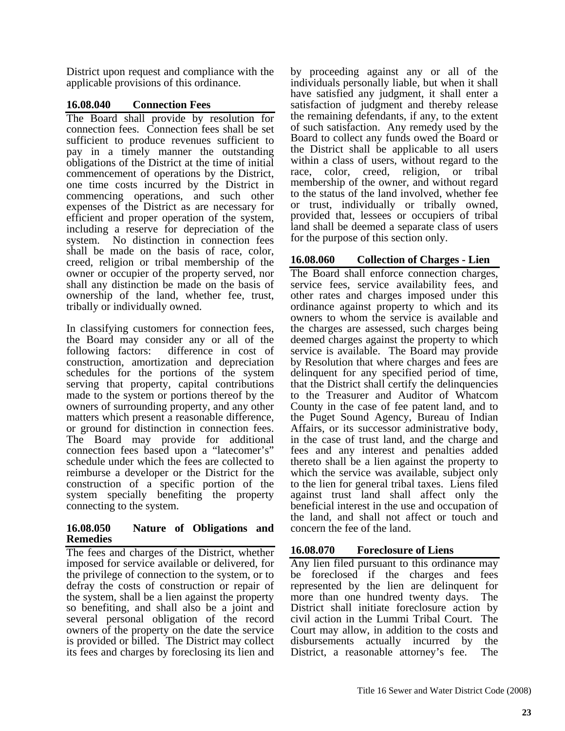District upon request and compliance with the applicable provisions of this ordinance.

### 16.08.040 Connection Fees

The Board shall provide by resolution for connection fees. Connection fees shall be set sufficient to produce revenues sufficient to pay in a timely manner the outstanding obligations of the District at the time of initial commencement of operations by the District, one time costs incurred by the District in commencing operations, and such other expenses of the District as are necessary for efficient and proper operation of the system, including a reserve for depreciation of the system. No distinction in connection fees shall be made on the basis of race, color, creed, religion or tribal membership of the owner or occupier of the property served, nor shall any distinction be made on the basis of ownership of the land, whether fee, trust, tribally or individually owned.

In classifying customers for connection fees, the Board may consider any or all of the following factors: difference in cost of construction, amortization and depreciation schedules for the portions of the system serving that property, capital contributions made to the system or portions thereof by the owners of surrounding property, and any other matters which present a reasonable difference, or ground for distinction in connection fees. The Board may provide for additional connection fees based upon a "latecomer's" schedule under which the fees are collected to reimburse a developer or the District for the construction of a specific portion of the system specially benefiting the property connecting to the system.

### 16.08.050 Nature of Obligations and Remedies

The fees and charges of the District, whether imposed for service available or delivered, for the privilege of connection to the system, or to defray the costs of construction or repair of the system, shall be a lien against the property so benefiting, and shall also be a joint and several personal obligation of the record owners of the property on the date the service is provided or billed. The District may collect its fees and charges by foreclosing its lien and by proceeding against any or all of the individuals personally liable, but when it shall have satisfied any judgment, it shall enter a satisfaction of judgment and thereby release the remaining defendants, if any, to the extent of such satisfaction. Any remedy used by the Board to collect any funds owed the Board or the District shall be applicable to all users within a class of users, without regard to the race, color, creed, religion, or tribal membership of the owner, and without regard to the status of the land involved, whether fee or trust, individually or tribally owned, provided that, lessees or occupiers of tribal land shall be deemed a separate class of users for the purpose of this section only.

### 16.08.060 Collection of Charges - Lien

The Board shall enforce connection charges, service fees, service availability fees, and other rates and charges imposed under this ordinance against property to which and its owners to whom the service is available and the charges are assessed, such charges being deemed charges against the property to which service is available. The Board may provide by Resolution that where charges and fees are delinquent for any specified period of time, that the District shall certify the delinquencies to the Treasurer and Auditor of Whatcom County in the case of fee patent land, and to the Puget Sound Agency, Bureau of Indian Affairs, or its successor administrative body, in the case of trust land, and the charge and fees and any interest and penalties added thereto shall be a lien against the property to which the service was available, subject only to the lien for general tribal taxes. Liens filed against trust land shall affect only the beneficial interest in the use and occupation of the land, and shall not affect or touch and concern the fee of the land.

### 16.08.070 Foreclosure of Liens

Any lien filed pursuant to this ordinance may be foreclosed if the charges and fees represented by the lien are delinquent for more than one hundred twenty days. The District shall initiate foreclosure action by civil action in the Lummi Tribal Court. The Court may allow, in addition to the costs and disbursements actually incurred by the District, a reasonable attorney's fee. The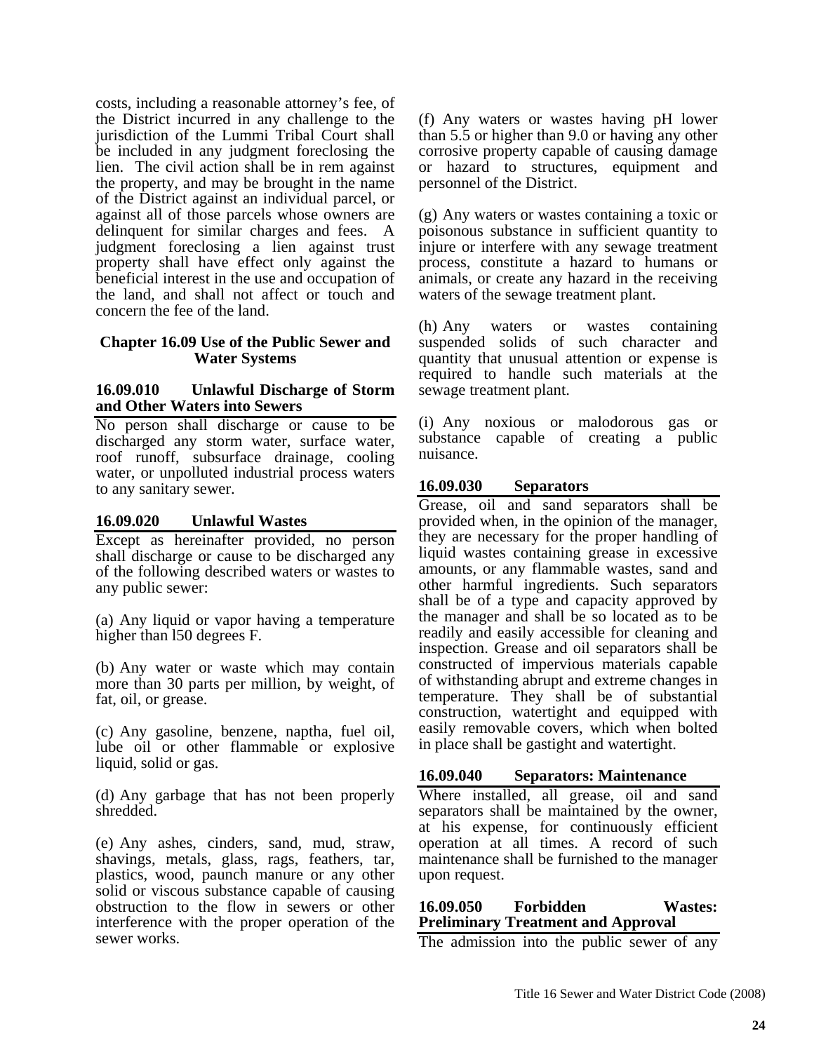costs, including a reasonable attorney's fee, of the District incurred in any challenge to the jurisdiction of the Lummi Tribal Court shall be included in any judgment foreclosing the lien. The civil action shall be in rem against the property, and may be brought in the name of the District against an individual parcel, or against all of those parcels whose owners are delinquent for similar charges and fees. A judgment foreclosing a lien against trust property shall have effect only against the beneficial interest in the use and occupation of the land, and shall not affect or touch and concern the fee of the land.

## Chapter 16.09 Use of the Public Sewer and Water Systems

### 16.09.010 Unlawful Discharge of Storm and Other Waters into Sewers

No person shall discharge or cause to be discharged any storm water, surface water, roof runoff, subsurface drainage, cooling water, or unpolluted industrial process waters to any sanitary sewer.

### 16.09.020 Unlawful Wastes

Except as hereinafter provided, no person shall discharge or cause to be discharged any of the following described waters or wastes to any public sewer:

(a) Any liquid or vapor having a temperature higher than l50 degrees F.

(b) Any water or waste which may contain more than 30 parts per million, by weight, of fat, oil, or grease.

(c) Any gasoline, benzene, naptha, fuel oil, lube oil or other flammable or explosive liquid, solid or gas.

(d) Any garbage that has not been properly shredded.

(e) Any ashes, cinders, sand, mud, straw, shavings, metals, glass, rags, feathers, tar, plastics, wood, paunch manure or any other solid or viscous substance capable of causing obstruction to the flow in sewers or other interference with the proper operation of the sewer works.

(f) Any waters or wastes having pH lower than 5.5 or higher than 9.0 or having any other corrosive property capable of causing damage or hazard to structures, equipment and personnel of the District.

(g) Any waters or wastes containing a toxic or poisonous substance in sufficient quantity to injure or interfere with any sewage treatment process, constitute a hazard to humans or animals, or create any hazard in the receiving waters of the sewage treatment plant.

(h) Any waters or wastes containing suspended solids of such character and quantity that unusual attention or expense is required to handle such materials at the sewage treatment plant.

(i) Any noxious or malodorous gas or substance capable of creating a public nuisance.

### 16.09.030 Separators

Grease, oil and sand separators shall be provided when, in the opinion of the manager, they are necessary for the proper handling of liquid wastes containing grease in excessive amounts, or any flammable wastes, sand and other harmful ingredients. Such separators shall be of a type and capacity approved by the manager and shall be so located as to be readily and easily accessible for cleaning and inspection. Grease and oil separators shall be constructed of impervious materials capable of withstanding abrupt and extreme changes in temperature. They shall be of substantial construction, watertight and equipped with easily removable covers, which when bolted in place shall be gastight and watertight.

### 16.09.040 Separators: Maintenance

Where installed, all grease, oil and sand separators shall be maintained by the owner, at his expense, for continuously efficient operation at all times. A record of such maintenance shall be furnished to the manager upon request.

### 16.09.050 Forbidden Wastes: Preliminary Treatment and Approval

The admission into the public sewer of any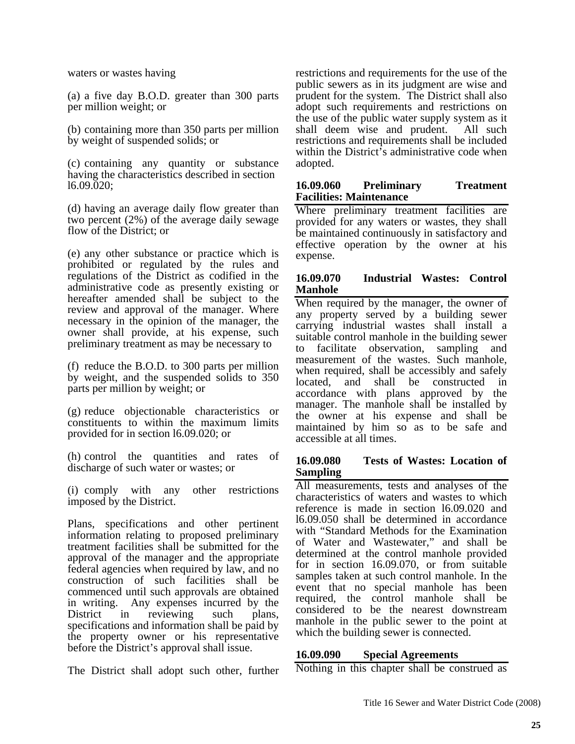waters or wastes having

(a) a five day B.O.D. greater than 300 parts per million weight; or

(b) containing more than 350 parts per million by weight of suspended solids; or

(c) containing any quantity or substance having the characteristics described in section l6.09.020;

(d) having an average daily flow greater than two percent (2%) of the average daily sewage flow of the District; or

(e) any other substance or practice which is prohibited or regulated by the rules and regulations of the District as codified in the administrative code as presently existing or hereafter amended shall be subject to the review and approval of the manager. Where necessary in the opinion of the manager, the owner shall provide, at his expense, such preliminary treatment as may be necessary to

(f) reduce the B.O.D. to 300 parts per million by weight, and the suspended solids to 350 parts per million by weight; or

(g) reduce objectionable characteristics or constituents to within the maximum limits provided for in section l6.09.020; or

(h) control the quantities and rates of discharge of such water or wastes; or

(i) comply with any other restrictions imposed by the District.

Plans, specifications and other pertinent information relating to proposed preliminary treatment facilities shall be submitted for the approval of the manager and the appropriate federal agencies when required by law, and no construction of such facilities shall be commenced until such approvals are obtained in writing. Any expenses incurred by the District in reviewing such plans, specifications and information shall be paid by the property owner or his representative before the District's approval shall issue.

The District shall adopt such other, further restrictions and requirements for the use of the public sewers as in its judgment are wise and prudent for the system. The District shall also adopt such requirements and restrictions on the use of the public water supply system as it shall deem wise and prudent. All such restrictions and requirements shall be included within the District's administrative code when adopted.

### 16.09.060 Preliminary Treatment Facilities: Maintenance

Where preliminary treatment facilities are provided for any waters or wastes, they shall be maintained continuously in satisfactory and effective operation by the owner at his expense.

### 16.09.070 Industrial Wastes: Control Manhole

When required by the manager, the owner of any property served by a building sewer carrying industrial wastes shall install a suitable control manhole in the building sewer to facilitate observation, sampling and measurement of the wastes. Such manhole, when required, shall be accessibly and safely located, and shall be constructed in accordance with plans approved by the manager. The manhole shall be installed by the owner at his expense and shall be maintained by him so as to be safe and accessible at all times.

### 16.09.080 Tests of Wastes: Location of Sampling

All measurements, tests and analyses of the characteristics of waters and wastes to which reference is made in section l6.09.020 and l6.09.050 shall be determined in accordance with "Standard Methods for the Examination of Water and Wastewater," and shall be determined at the control manhole provided for in section 16.09.070, or from suitable samples taken at such control manhole. In the event that no special manhole has been required, the control manhole shall be considered to be the nearest downstream manhole in the public sewer to the point at which the building sewer is connected.

### 16.09.090 Special Agreements

Nothing in this chapter shall be construed as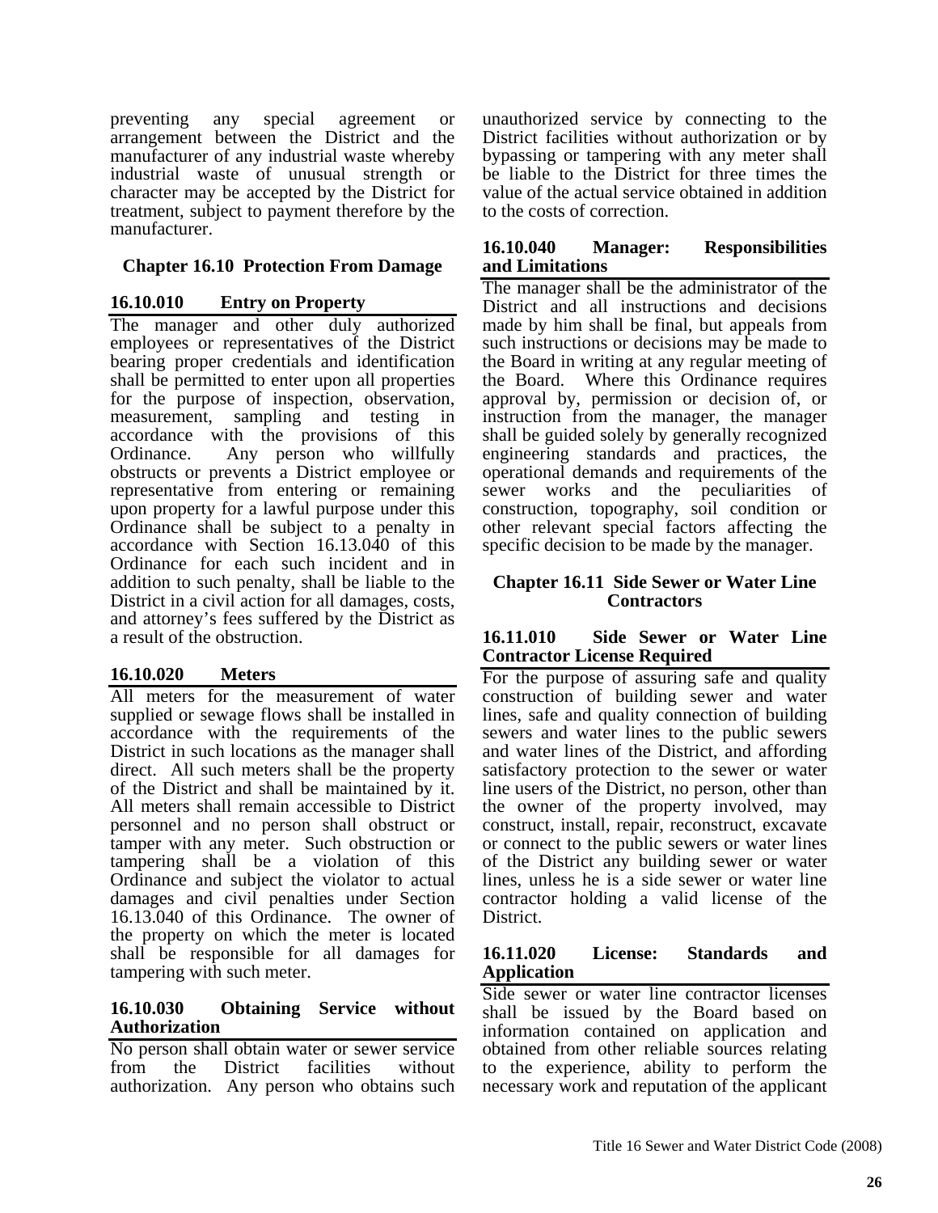preventing any special agreement or arrangement between the District and the manufacturer of any industrial waste whereby industrial waste of unusual strength or character may be accepted by the District for treatment, subject to payment therefore by the manufacturer.

## Chapter 16.10 Protection From Damage

### 16.10.010 Entry on Property

The manager and other duly authorized employees or representatives of the District bearing proper credentials and identification shall be permitted to enter upon all properties for the purpose of inspection, observation, measurement, sampling and testing in accordance with the provisions of this Ordinance. Any person who willfully obstructs or prevents a District employee or representative from entering or remaining upon property for a lawful purpose under this Ordinance shall be subject to a penalty in accordance with Section 16.13.040 of this Ordinance for each such incident and in addition to such penalty, shall be liable to the District in a civil action for all damages, costs, and attorney's fees suffered by the District as a result of the obstruction.

### 16.10.020 Meters

All meters for the measurement of water supplied or sewage flows shall be installed in accordance with the requirements of the District in such locations as the manager shall direct. All such meters shall be the property of the District and shall be maintained by it. All meters shall remain accessible to District personnel and no person shall obstruct or tamper with any meter. Such obstruction or tampering shall be a violation of this Ordinance and subject the violator to actual damages and civil penalties under Section 16.13.040 of this Ordinance. The owner of the property on which the meter is located shall be responsible for all damages for tampering with such meter.

### 16.10.030 Obtaining Service without Authorization

No person shall obtain water or sewer service from the District facilities without authorization. Any person who obtains such unauthorized service by connecting to the District facilities without authorization or by bypassing or tampering with any meter shall be liable to the District for three times the value of the actual service obtained in addition to the costs of correction.

### 16.10.040 Manager: Responsibilities and Limitations

The manager shall be the administrator of the District and all instructions and decisions made by him shall be final, but appeals from such instructions or decisions may be made to the Board in writing at any regular meeting of the Board. Where this Ordinance requires approval by, permission or decision of, or instruction from the manager, the manager shall be guided solely by generally recognized engineering standards and practices, the operational demands and requirements of the sewer works and the peculiarities of construction, topography, soil condition or other relevant special factors affecting the specific decision to be made by the manager.

## Chapter 16.11 Side Sewer or Water Line Contractors

### 16.11.010 Side Sewer or Water Line Contractor License Required

For the purpose of assuring safe and quality construction of building sewer and water lines, safe and quality connection of building sewers and water lines to the public sewers and water lines of the District, and affording satisfactory protection to the sewer or water line users of the District, no person, other than the owner of the property involved, may construct, install, repair, reconstruct, excavate or connect to the public sewers or water lines of the District any building sewer or water lines, unless he is a side sewer or water line contractor holding a valid license of the District.

### 16.11.020 License: Standards and Application

Side sewer or water line contractor licenses shall be issued by the Board based on information contained on application and obtained from other reliable sources relating to the experience, ability to perform the necessary work and reputation of the applicant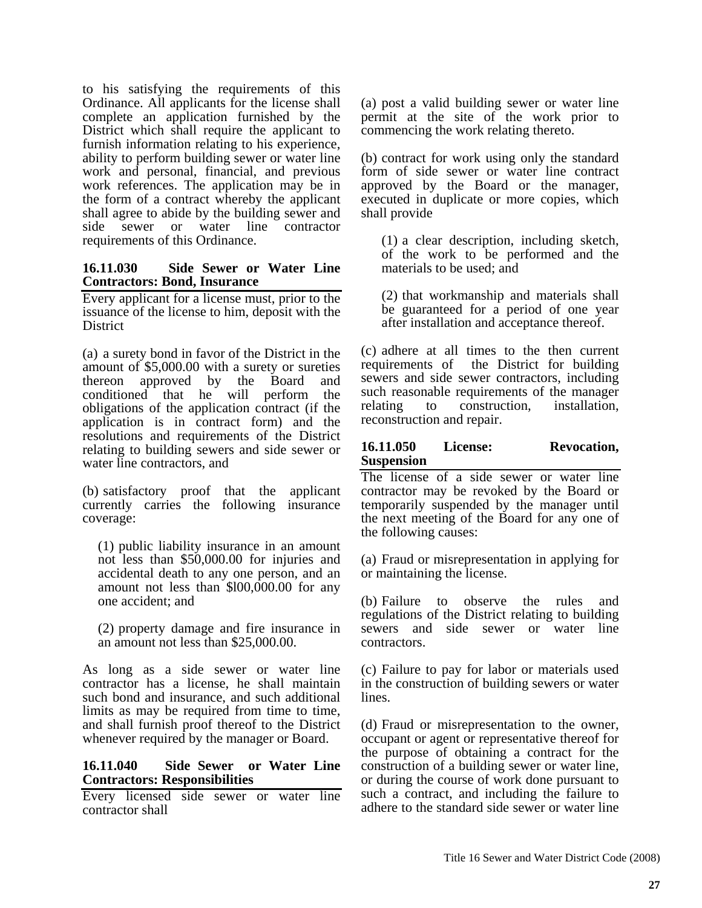to his satisfying the requirements of this Ordinance. All applicants for the license shall complete an application furnished by the District which shall require the applicant to furnish information relating to his experience, ability to perform building sewer or water line work and personal, financial, and previous work references. The application may be in the form of a contract whereby the applicant shall agree to abide by the building sewer and side sewer or water line contractor requirements of this Ordinance.

### 16.11.030 Side Sewer or Water Line Contractors: Bond, Insurance

Every applicant for a license must, prior to the issuance of the license to him, deposit with the District

(a) a surety bond in favor of the District in the amount of $5,000.00 with a surety or sureties thereon approved by the Board and conditioned that he will perform the obligations of the application contract (if the application is in contract form) and the resolutions and requirements of the District relating to building sewers and side sewer or water line contractors, and

(b) satisfactory proof that the applicant currently carries the following insurance coverage:

> (1) public liability insurance in an amount not less than $50,000.00 for injuries and accidental death to any one person, and an amount not less than $l00,000.00 for any one accident; and
>
> (2) property damage and fire insurance in an amount not less than $25,000.00.

As long as a side sewer or water line contractor has a license, he shall maintain such bond and insurance, and such additional limits as may be required from time to time, and shall furnish proof thereof to the District whenever required by the manager or Board.

### 16.11.040 Side Sewer or Water Line Contractors: Responsibilities

Every licensed side sewer or water line contractor shall

(a) post a valid building sewer or water line permit at the site of the work prior to commencing the work relating thereto.

(b) contract for work using only the standard form of side sewer or water line contract approved by the Board or the manager, executed in duplicate or more copies, which shall provide

> (1) a clear description, including sketch, of the work to be performed and the materials to be used; and
>
> (2) that workmanship and materials shall be guaranteed for a period of one year after installation and acceptance thereof.

(c) adhere at all times to the then current requirements of the District for building sewers and side sewer contractors, including such reasonable requirements of the manager relating to construction, installation, reconstruction and repair.

### 16.11.050 License: Revocation, Suspension

The license of a side sewer or water line contractor may be revoked by the Board or temporarily suspended by the manager until the next meeting of the Board for any one of the following causes:

(a) Fraud or misrepresentation in applying for or maintaining the license.

(b) Failure to observe the rules and regulations of the District relating to building sewers and side sewer or water line contractors.

(c) Failure to pay for labor or materials used in the construction of building sewers or water lines.

(d) Fraud or misrepresentation to the owner, occupant or agent or representative thereof for the purpose of obtaining a contract for the construction of a building sewer or water line, or during the course of work done pursuant to such a contract, and including the failure to adhere to the standard side sewer or water line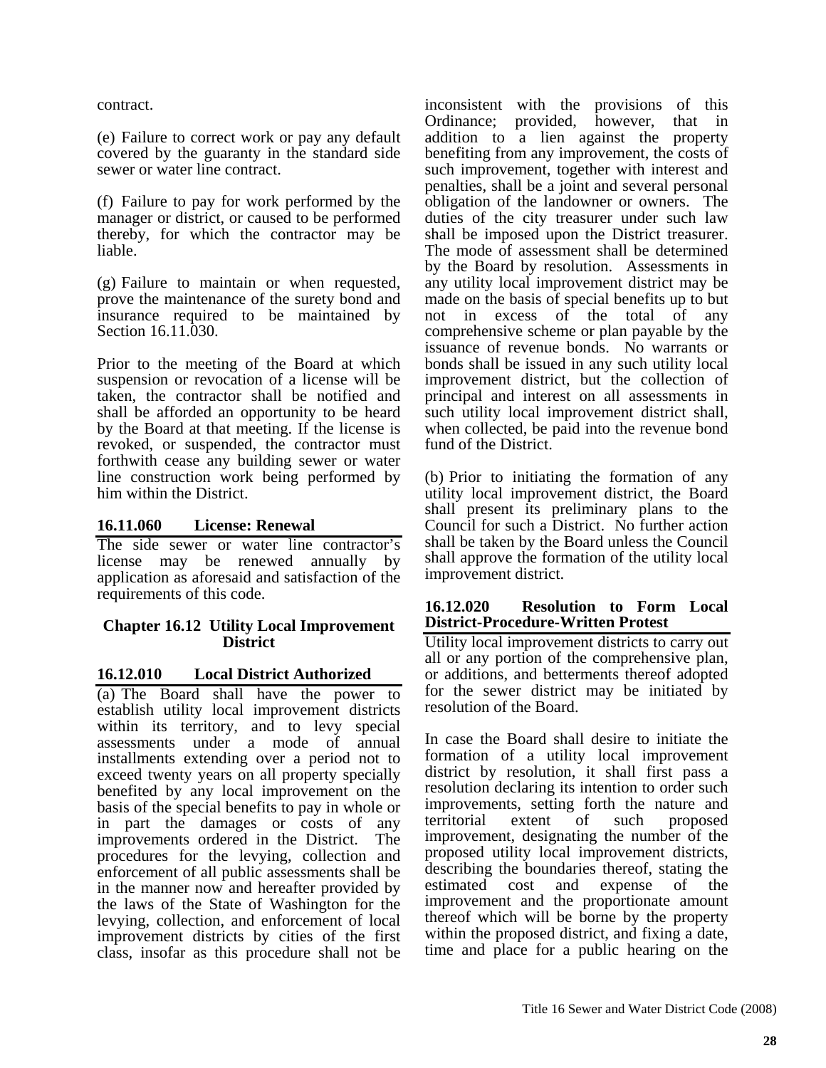contract.

(e) Failure to correct work or pay any default covered by the guaranty in the standard side sewer or water line contract.

(f) Failure to pay for work performed by the manager or district, or caused to be performed thereby, for which the contractor may be liable.

(g) Failure to maintain or when requested, prove the maintenance of the surety bond and insurance required to be maintained by Section 16.11.030.

Prior to the meeting of the Board at which suspension or revocation of a license will be taken, the contractor shall be notified and shall be afforded an opportunity to be heard by the Board at that meeting. If the license is revoked, or suspended, the contractor must forthwith cease any building sewer or water line construction work being performed by him within the District.

### 16.11.060 License: Renewal

The side sewer or water line contractor's license may be renewed annually by application as aforesaid and satisfaction of the requirements of this code.

## Chapter 16.12 Utility Local Improvement District

### 16.12.010 Local District Authorized

(a) The Board shall have the power to establish utility local improvement districts within its territory, and to levy special assessments under a mode of annual installments extending over a period not to exceed twenty years on all property specially benefited by any local improvement on the basis of the special benefits to pay in whole or in part the damages or costs of any improvements ordered in the District. The procedures for the levying, collection and enforcement of all public assessments shall be in the manner now and hereafter provided by the laws of the State of Washington for the levying, collection, and enforcement of local improvement districts by cities of the first class, insofar as this procedure shall not be inconsistent with the provisions of this Ordinance; provided, however, that in addition to a lien against the property benefiting from any improvement, the costs of such improvement, together with interest and penalties, shall be a joint and several personal obligation of the landowner or owners. The duties of the city treasurer under such law shall be imposed upon the District treasurer. The mode of assessment shall be determined by the Board by resolution. Assessments in any utility local improvement district may be made on the basis of special benefits up to but not in excess of the total of any comprehensive scheme or plan payable by the issuance of revenue bonds. No warrants or bonds shall be issued in any such utility local improvement district, but the collection of principal and interest on all assessments in such utility local improvement district shall, when collected, be paid into the revenue bond fund of the District.

(b) Prior to initiating the formation of any utility local improvement district, the Board shall present its preliminary plans to the Council for such a District. No further action shall be taken by the Board unless the Council shall approve the formation of the utility local improvement district.

### 16.12.020 Resolution to Form Local District-Procedure-Written Protest

Utility local improvement districts to carry out all or any portion of the comprehensive plan, or additions, and betterments thereof adopted for the sewer district may be initiated by resolution of the Board.

In case the Board shall desire to initiate the formation of a utility local improvement district by resolution, it shall first pass a resolution declaring its intention to order such improvements, setting forth the nature and territorial extent of such proposed improvement, designating the number of the proposed utility local improvement districts, describing the boundaries thereof, stating the estimated cost and expense of the improvement and the proportionate amount thereof which will be borne by the property within the proposed district, and fixing a date, time and place for a public hearing on the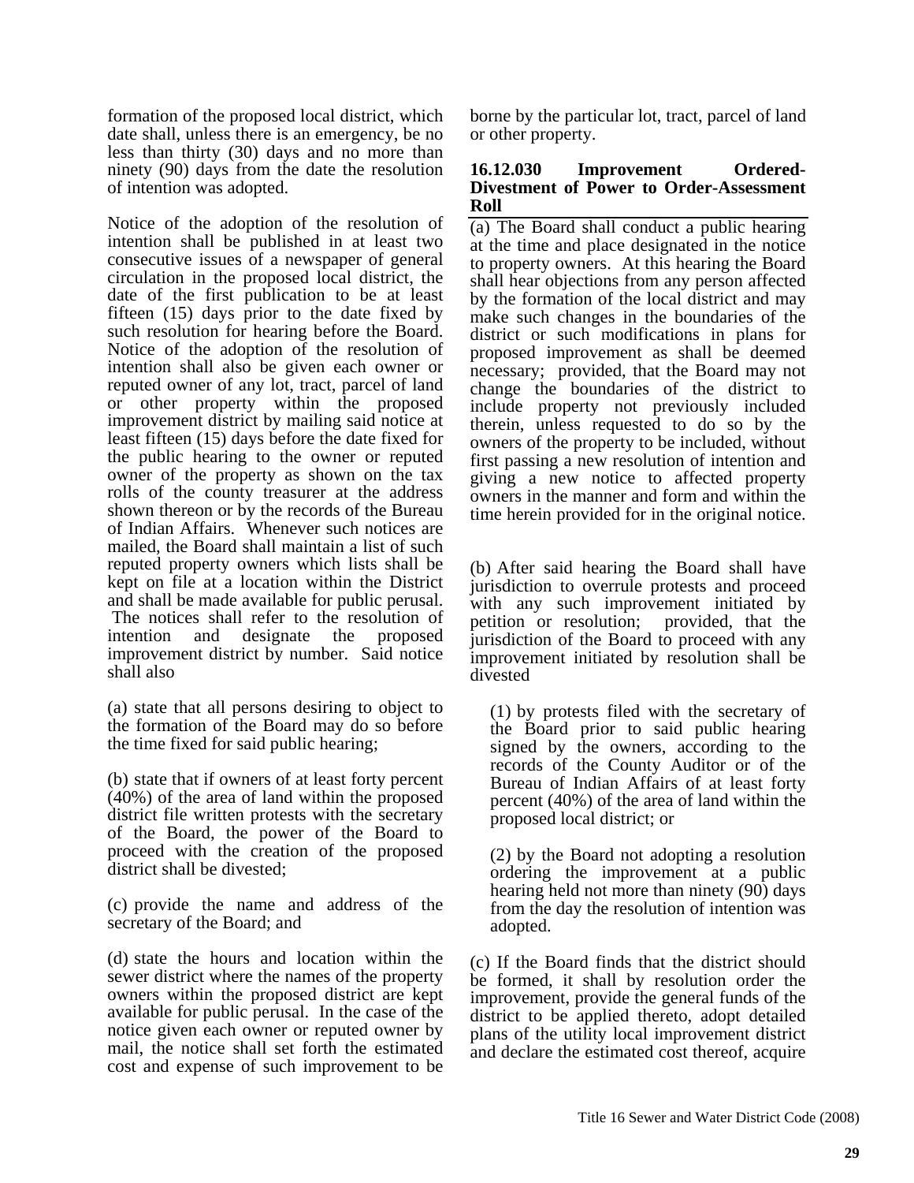formation of the proposed local district, which date shall, unless there is an emergency, be no less than thirty (30) days and no more than ninety (90) days from the date the resolution of intention was adopted.

Notice of the adoption of the resolution of intention shall be published in at least two consecutive issues of a newspaper of general circulation in the proposed local district, the date of the first publication to be at least fifteen (15) days prior to the date fixed by such resolution for hearing before the Board. Notice of the adoption of the resolution of intention shall also be given each owner or reputed owner of any lot, tract, parcel of land or other property within the proposed improvement district by mailing said notice at least fifteen (15) days before the date fixed for the public hearing to the owner or reputed owner of the property as shown on the tax rolls of the county treasurer at the address shown thereon or by the records of the Bureau of Indian Affairs. Whenever such notices are mailed, the Board shall maintain a list of such reputed property owners which lists shall be kept on file at a location within the District and shall be made available for public perusal. The notices shall refer to the resolution of intention and designate the proposed improvement district by number. Said notice shall also

(a) state that all persons desiring to object to the formation of the Board may do so before the time fixed for said public hearing;

(b) state that if owners of at least forty percent (40%) of the area of land within the proposed district file written protests with the secretary of the Board, the power of the Board to proceed with the creation of the proposed district shall be divested;

(c) provide the name and address of the secretary of the Board; and

(d) state the hours and location within the sewer district where the names of the property owners within the proposed district are kept available for public perusal. In the case of the notice given each owner or reputed owner by mail, the notice shall set forth the estimated cost and expense of such improvement to be borne by the particular lot, tract, parcel of land or other property.

### 16.12.030 Improvement Ordered-Divestment of Power to Order-Assessment Roll

(a) The Board shall conduct a public hearing at the time and place designated in the notice to property owners. At this hearing the Board shall hear objections from any person affected by the formation of the local district and may make such changes in the boundaries of the district or such modifications in plans for proposed improvement as shall be deemed necessary; provided, that the Board may not change the boundaries of the district to include property not previously included therein, unless requested to do so by the owners of the property to be included, without first passing a new resolution of intention and giving a new notice to affected property owners in the manner and form and within the time herein provided for in the original notice.

(b) After said hearing the Board shall have jurisdiction to overrule protests and proceed with any such improvement initiated by petition or resolution; provided, that the jurisdiction of the Board to proceed with any improvement initiated by resolution shall be divested

(1) by protests filed with the secretary of the Board prior to said public hearing signed by the owners, according to the records of the County Auditor or of the Bureau of Indian Affairs of at least forty percent (40%) of the area of land within the proposed local district; or

(2) by the Board not adopting a resolution ordering the improvement at a public hearing held not more than ninety (90) days from the day the resolution of intention was adopted.

(c) If the Board finds that the district should be formed, it shall by resolution order the improvement, provide the general funds of the district to be applied thereto, adopt detailed plans of the utility local improvement district and declare the estimated cost thereof, acquire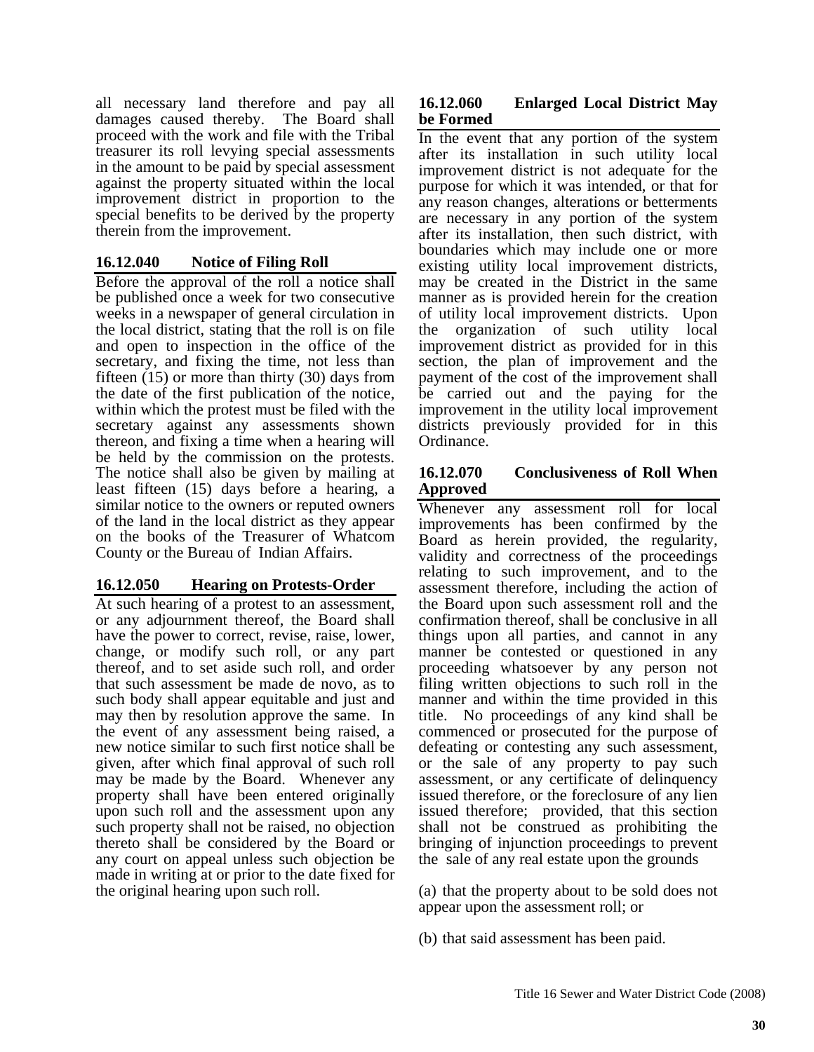all necessary land therefore and pay all damages caused thereby. The Board shall proceed with the work and file with the Tribal treasurer its roll levying special assessments in the amount to be paid by special assessment against the property situated within the local improvement district in proportion to the special benefits to be derived by the property therein from the improvement.

### 16.12.040 Notice of Filing Roll

Before the approval of the roll a notice shall be published once a week for two consecutive weeks in a newspaper of general circulation in the local district, stating that the roll is on file and open to inspection in the office of the secretary, and fixing the time, not less than fifteen (15) or more than thirty (30) days from the date of the first publication of the notice, within which the protest must be filed with the secretary against any assessments shown thereon, and fixing a time when a hearing will be held by the commission on the protests. The notice shall also be given by mailing at least fifteen (15) days before a hearing, a similar notice to the owners or reputed owners of the land in the local district as they appear on the books of the Treasurer of Whatcom County or the Bureau of Indian Affairs.

### 16.12.050 Hearing on Protests-Order

At such hearing of a protest to an assessment, or any adjournment thereof, the Board shall have the power to correct, revise, raise, lower, change, or modify such roll, or any part thereof, and to set aside such roll, and order that such assessment be made de novo, as to such body shall appear equitable and just and may then by resolution approve the same. In the event of any assessment being raised, a new notice similar to such first notice shall be given, after which final approval of such roll may be made by the Board. Whenever any property shall have been entered originally upon such roll and the assessment upon any such property shall not be raised, no objection thereto shall be considered by the Board or any court on appeal unless such objection be made in writing at or prior to the date fixed for the original hearing upon such roll.

### 16.12.060 Enlarged Local District May be Formed

In the event that any portion of the system after its installation in such utility local improvement district is not adequate for the purpose for which it was intended, or that for any reason changes, alterations or betterments are necessary in any portion of the system after its installation, then such district, with boundaries which may include one or more existing utility local improvement districts, may be created in the District in the same manner as is provided herein for the creation of utility local improvement districts. Upon the organization of such utility local improvement district as provided for in this section, the plan of improvement and the payment of the cost of the improvement shall be carried out and the paying for the improvement in the utility local improvement districts previously provided for in this Ordinance.

### 16.12.070 Conclusiveness of Roll When Approved

Whenever any assessment roll for local improvements has been confirmed by the Board as herein provided, the regularity, validity and correctness of the proceedings relating to such improvement, and to the assessment therefore, including the action of the Board upon such assessment roll and the confirmation thereof, shall be conclusive in all things upon all parties, and cannot in any manner be contested or questioned in any proceeding whatsoever by any person not filing written objections to such roll in the manner and within the time provided in this title. No proceedings of any kind shall be commenced or prosecuted for the purpose of defeating or contesting any such assessment, or the sale of any property to pay such assessment, or any certificate of delinquency issued therefore, or the foreclosure of any lien issued therefore; provided, that this section shall not be construed as prohibiting the bringing of injunction proceedings to prevent the sale of any real estate upon the grounds

(a) that the property about to be sold does not appear upon the assessment roll; or

(b) that said assessment has been paid.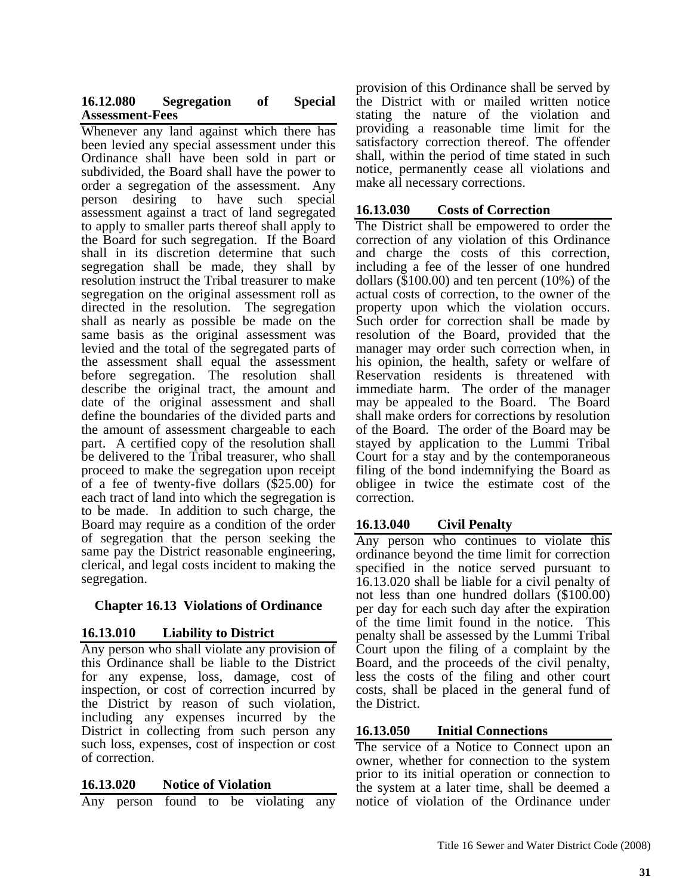### 16.12.080 Segregation of Special Assessment-Fees

Whenever any land against which there has been levied any special assessment under this Ordinance shall have been sold in part or subdivided, the Board shall have the power to order a segregation of the assessment. Any person desiring to have such special assessment against a tract of land segregated to apply to smaller parts thereof shall apply to the Board for such segregation. If the Board shall in its discretion determine that such segregation shall be made, they shall by resolution instruct the Tribal treasurer to make segregation on the original assessment roll as directed in the resolution. The segregation shall as nearly as possible be made on the same basis as the original assessment was levied and the total of the segregated parts of the assessment shall equal the assessment before segregation. The resolution shall describe the original tract, the amount and date of the original assessment and shall define the boundaries of the divided parts and the amount of assessment chargeable to each part. A certified copy of the resolution shall be delivered to the Tribal treasurer, who shall proceed to make the segregation upon receipt of a fee of twenty-five dollars ($25.00) for each tract of land into which the segregation is to be made. In addition to such charge, the Board may require as a condition of the order of segregation that the person seeking the same pay the District reasonable engineering, clerical, and legal costs incident to making the segregation.

## Chapter 16.13 Violations of Ordinance

### 16.13.010 Liability to District

Any person who shall violate any provision of this Ordinance shall be liable to the District for any expense, loss, damage, cost of inspection, or cost of correction incurred by the District by reason of such violation, including any expenses incurred by the District in collecting from such person any such loss, expenses, cost of inspection or cost of correction.

### 16.13.020 Notice of Violation

Any person found to be violating any provision of this Ordinance shall be served by the District with or mailed written notice stating the nature of the violation and providing a reasonable time limit for the satisfactory correction thereof. The offender shall, within the period of time stated in such notice, permanently cease all violations and make all necessary corrections.

### 16.13.030 Costs of Correction

The District shall be empowered to order the correction of any violation of this Ordinance and charge the costs of this correction, including a fee of the lesser of one hundred dollars ($100.00) and ten percent (10%) of the actual costs of correction, to the owner of the property upon which the violation occurs. Such order for correction shall be made by resolution of the Board, provided that the manager may order such correction when, in his opinion, the health, safety or welfare of Reservation residents is threatened with immediate harm. The order of the manager may be appealed to the Board. The Board shall make orders for corrections by resolution of the Board. The order of the Board may be stayed by application to the Lummi Tribal Court for a stay and by the contemporaneous filing of the bond indemnifying the Board as obligee in twice the estimate cost of the correction.

### 16.13.040 Civil Penalty

Any person who continues to violate this ordinance beyond the time limit for correction specified in the notice served pursuant to 16.13.020 shall be liable for a civil penalty of not less than one hundred dollars ($100.00) per day for each such day after the expiration of the time limit found in the notice. This penalty shall be assessed by the Lummi Tribal Court upon the filing of a complaint by the Board, and the proceeds of the civil penalty, less the costs of the filing and other court costs, shall be placed in the general fund of the District.

### 16.13.050 Initial Connections

The service of a Notice to Connect upon an owner, whether for connection to the system prior to its initial operation or connection to the system at a later time, shall be deemed a notice of violation of the Ordinance under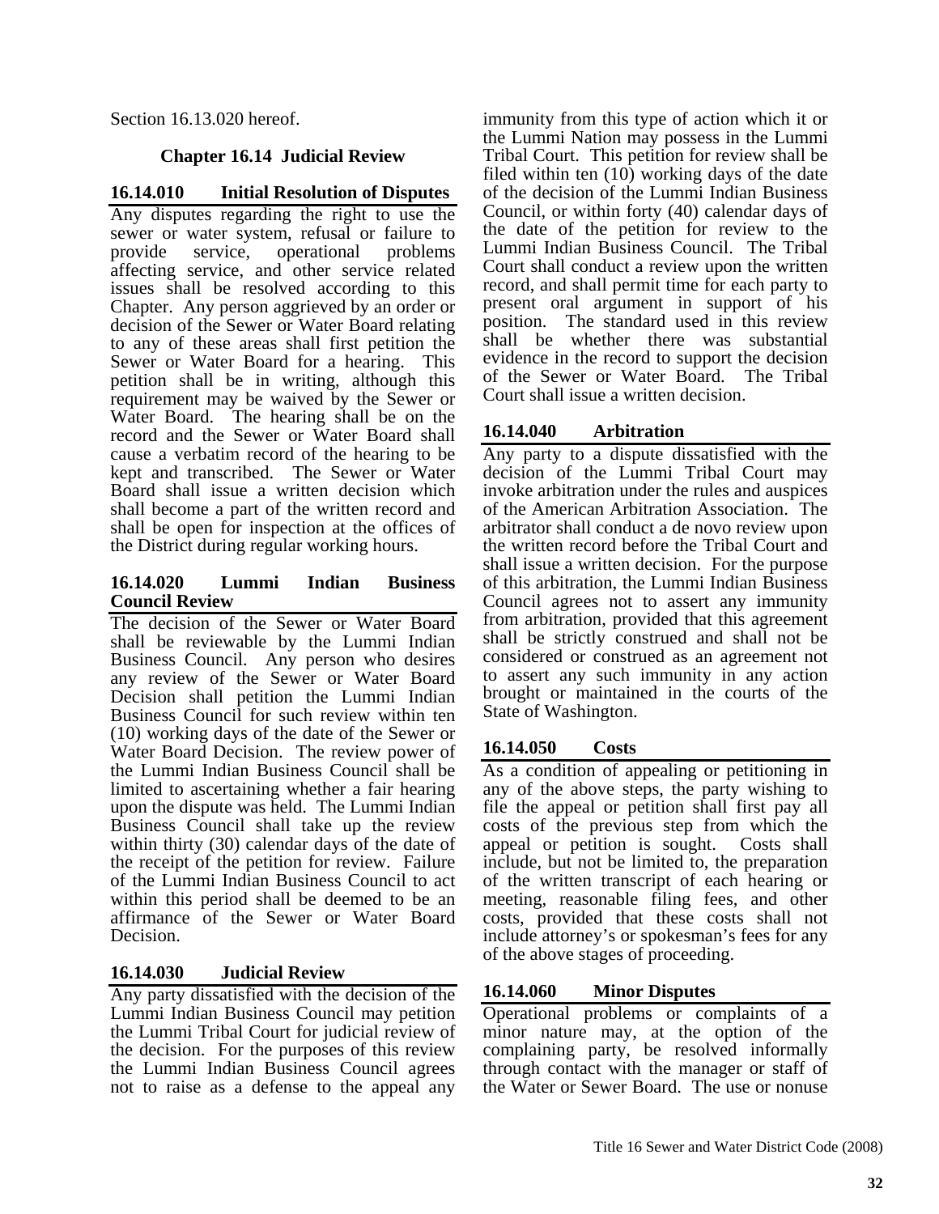Section 16.13.020 hereof.

## Chapter 16.14 Judicial Review

### 16.14.010 Initial Resolution of Disputes

Any disputes regarding the right to use the sewer or water system, refusal or failure to provide service, operational problems affecting service, and other service related issues shall be resolved according to this Chapter. Any person aggrieved by an order or decision of the Sewer or Water Board relating to any of these areas shall first petition the Sewer or Water Board for a hearing. This petition shall be in writing, although this requirement may be waived by the Sewer or Water Board. The hearing shall be on the record and the Sewer or Water Board shall cause a verbatim record of the hearing to be kept and transcribed. The Sewer or Water Board shall issue a written decision which shall become a part of the written record and shall be open for inspection at the offices of the District during regular working hours.

### 16.14.020 Lummi Indian Business Council Review

The decision of the Sewer or Water Board shall be reviewable by the Lummi Indian Business Council. Any person who desires any review of the Sewer or Water Board Decision shall petition the Lummi Indian Business Council for such review within ten (10) working days of the date of the Sewer or Water Board Decision. The review power of the Lummi Indian Business Council shall be limited to ascertaining whether a fair hearing upon the dispute was held. The Lummi Indian Business Council shall take up the review within thirty (30) calendar days of the date of the receipt of the petition for review. Failure of the Lummi Indian Business Council to act within this period shall be deemed to be an affirmance of the Sewer or Water Board Decision.

### 16.14.030 Judicial Review

Any party dissatisfied with the decision of the Lummi Indian Business Council may petition the Lummi Tribal Court for judicial review of the decision. For the purposes of this review the Lummi Indian Business Council agrees not to raise as a defense to the appeal any immunity from this type of action which it or the Lummi Nation may possess in the Lummi Tribal Court. This petition for review shall be filed within ten (10) working days of the date of the decision of the Lummi Indian Business Council, or within forty (40) calendar days of the date of the petition for review to the Lummi Indian Business Council. The Tribal Court shall conduct a review upon the written record, and shall permit time for each party to present oral argument in support of his position. The standard used in this review shall be whether there was substantial evidence in the record to support the decision of the Sewer or Water Board. The Tribal Court shall issue a written decision.

### 16.14.040 Arbitration

Any party to a dispute dissatisfied with the decision of the Lummi Tribal Court may invoke arbitration under the rules and auspices of the American Arbitration Association. The arbitrator shall conduct a de novo review upon the written record before the Tribal Court and shall issue a written decision. For the purpose of this arbitration, the Lummi Indian Business Council agrees not to assert any immunity from arbitration, provided that this agreement shall be strictly construed and shall not be considered or construed as an agreement not to assert any such immunity in any action brought or maintained in the courts of the State of Washington.

### 16.14.050 Costs

As a condition of appealing or petitioning in any of the above steps, the party wishing to file the appeal or petition shall first pay all costs of the previous step from which the appeal or petition is sought. Costs shall include, but not be limited to, the preparation of the written transcript of each hearing or meeting, reasonable filing fees, and other costs, provided that these costs shall not include attorney's or spokesman's fees for any of the above stages of proceeding.

### 16.14.060 Minor Disputes

Operational problems or complaints of a minor nature may, at the option of the complaining party, be resolved informally through contact with the manager or staff of the Water or Sewer Board. The use or nonuse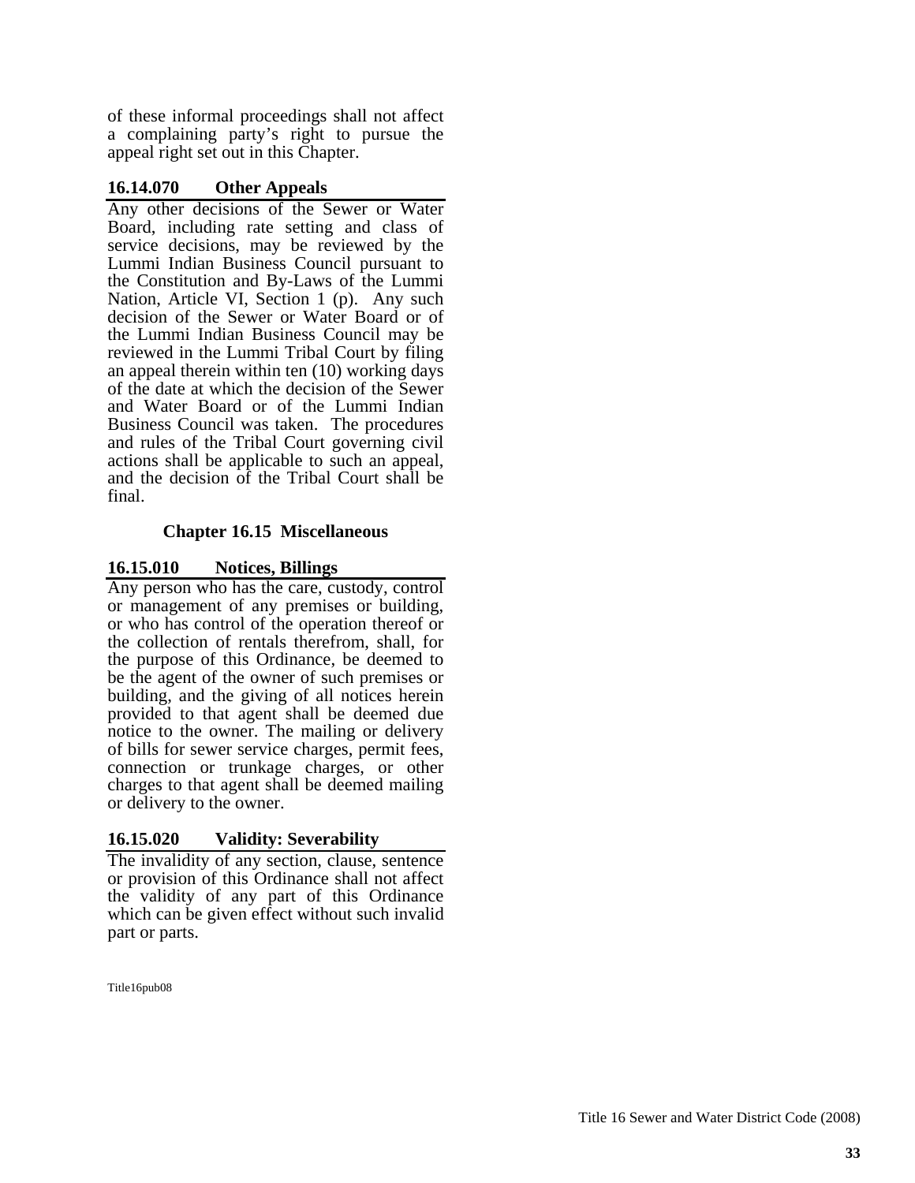of these informal proceedings shall not affect a complaining party's right to pursue the appeal right set out in this Chapter.

### 16.14.070 Other Appeals

Any other decisions of the Sewer or Water Board, including rate setting and class of service decisions, may be reviewed by the Lummi Indian Business Council pursuant to the Constitution and By-Laws of the Lummi Nation, Article VI, Section 1 (p). Any such decision of the Sewer or Water Board or of the Lummi Indian Business Council may be reviewed in the Lummi Tribal Court by filing an appeal therein within ten (10) working days of the date at which the decision of the Sewer and Water Board or of the Lummi Indian Business Council was taken. The procedures and rules of the Tribal Court governing civil actions shall be applicable to such an appeal, and the decision of the Tribal Court shall be final.

## Chapter 16.15 Miscellaneous

### 16.15.010 Notices, Billings

Any person who has the care, custody, control or management of any premises or building, or who has control of the operation thereof or the collection of rentals therefrom, shall, for the purpose of this Ordinance, be deemed to be the agent of the owner of such premises or building, and the giving of all notices herein provided to that agent shall be deemed due notice to the owner. The mailing or delivery of bills for sewer service charges, permit fees, connection or trunkage charges, or other charges to that agent shall be deemed mailing or delivery to the owner.

### 16.15.020 Validity: Severability

The invalidity of any section, clause, sentence or provision of this Ordinance shall not affect the validity of any part of this Ordinance which can be given effect without such invalid part or parts.

Title16pub08